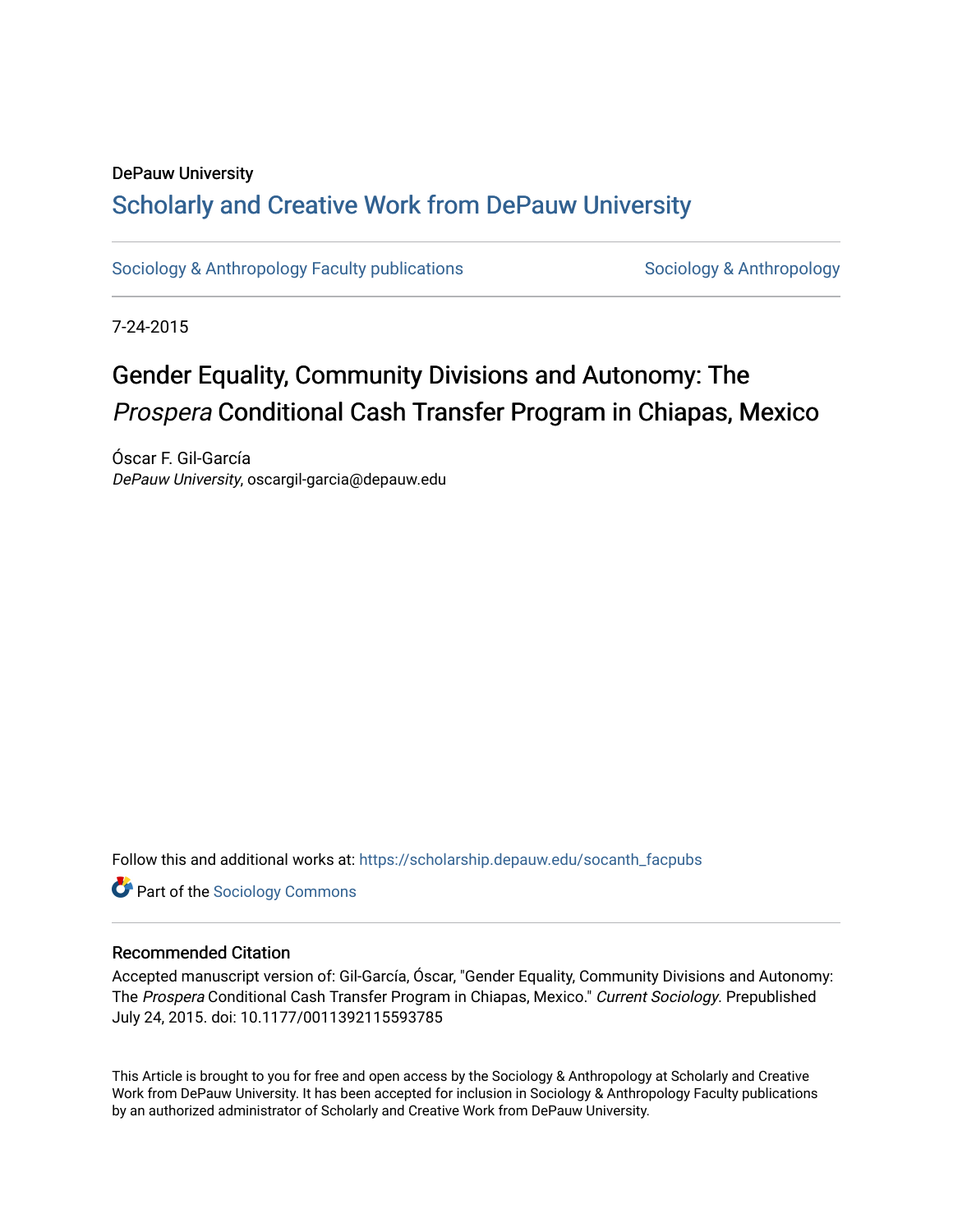DePauw University

# Scholarly and Creative Work from DePauw University

Sociology & Anthropology Faculty publications | Sociology & Anthropology

7-24-2015

# Gender Equality, Community Divisions and Autonomy: The *Prospera* Conditional Cash Transfer Program in Chiapas, Mexico

Óscar F. Gil-García
*DePauw University*, oscargil-garcia@depauw.edu

Follow this and additional works at: https://scholarship.depauw.edu/socanth_facpubs

Part of the Sociology Commons

## Recommended Citation

Accepted manuscript version of: Gil-García, Óscar, "Gender Equality, Community Divisions and Autonomy: The *Prospera* Conditional Cash Transfer Program in Chiapas, Mexico." *Current Sociology*. Prepublished July 24, 2015. doi: 10.1177/0011392115593785

This Article is brought to you for free and open access by the Sociology & Anthropology at Scholarly and Creative Work from DePauw University. It has been accepted for inclusion in Sociology & Anthropology Faculty publications by an authorized administrator of Scholarly and Creative Work from DePauw University.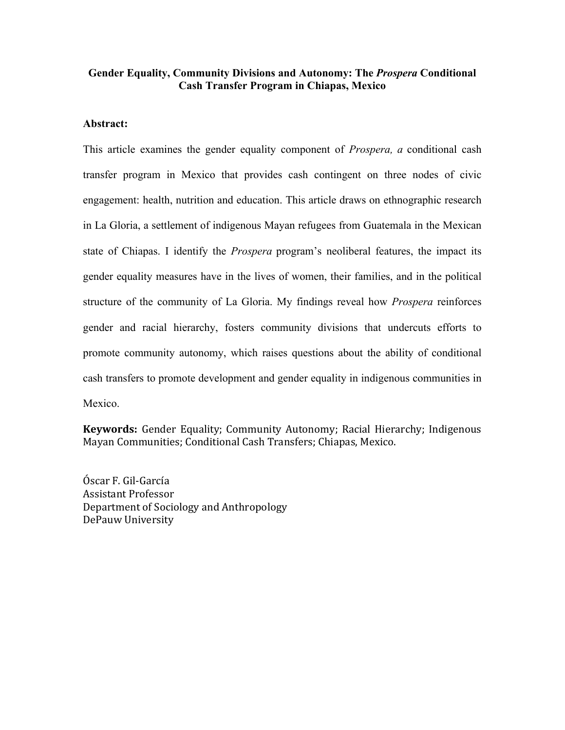# Gender Equality, Community Divisions and Autonomy: The *Prospera* Conditional Cash Transfer Program in Chiapas, Mexico

**Abstract:**

This article examines the gender equality component of *Prospera, a* conditional cash transfer program in Mexico that provides cash contingent on three nodes of civic engagement: health, nutrition and education. This article draws on ethnographic research in La Gloria, a settlement of indigenous Mayan refugees from Guatemala in the Mexican state of Chiapas. I identify the *Prospera* program's neoliberal features, the impact its gender equality measures have in the lives of women, their families, and in the political structure of the community of La Gloria. My findings reveal how *Prospera* reinforces gender and racial hierarchy, fosters community divisions that undercuts efforts to promote community autonomy, which raises questions about the ability of conditional cash transfers to promote development and gender equality in indigenous communities in Mexico.

**Keywords:** Gender Equality; Community Autonomy; Racial Hierarchy; Indigenous Mayan Communities; Conditional Cash Transfers; Chiapas, Mexico.

Óscar F. Gil-García
Assistant Professor
Department of Sociology and Anthropology
DePauw University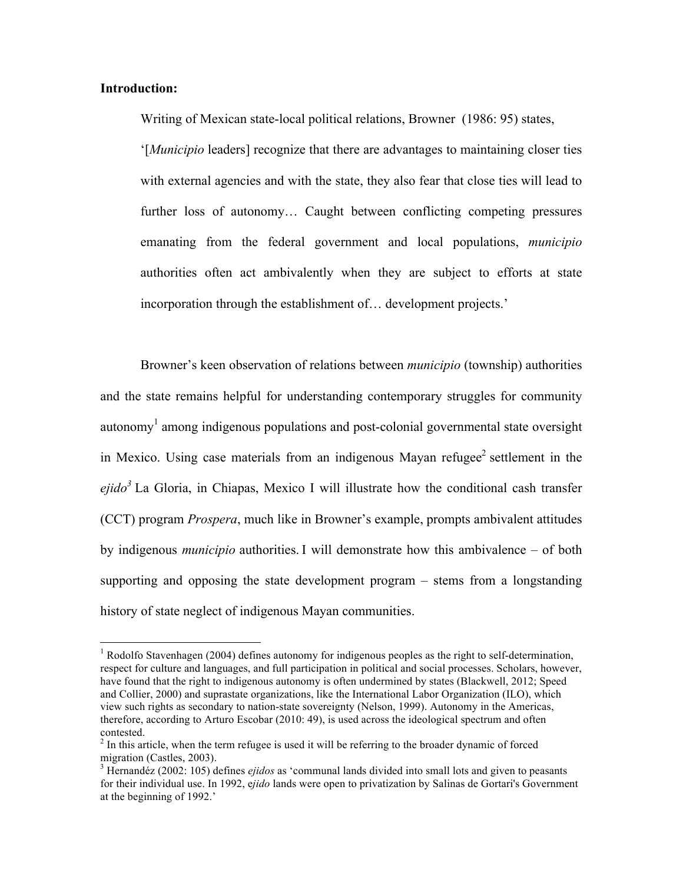**Introduction:**

> Writing of Mexican state-local political relations, Browner (1986: 95) states, '[*Municipio* leaders] recognize that there are advantages to maintaining closer ties with external agencies and with the state, they also fear that close ties will lead to further loss of autonomy… Caught between conflicting competing pressures emanating from the federal government and local populations, *municipio* authorities often act ambivalently when they are subject to efforts at state incorporation through the establishment of… development projects.'

Browner's keen observation of relations between *municipio* (township) authorities and the state remains helpful for understanding contemporary struggles for community autonomy[1] among indigenous populations and post-colonial governmental state oversight in Mexico. Using case materials from an indigenous Mayan refugee[2] settlement in the *ejido*[3] La Gloria, in Chiapas, Mexico I will illustrate how the conditional cash transfer (CCT) program *Prospera*, much like in Browner's example, prompts ambivalent attitudes by indigenous *municipio* authorities. I will demonstrate how this ambivalence – of both supporting and opposing the state development program – stems from a longstanding history of state neglect of indigenous Mayan communities.

---

[1] Rodolfo Stavenhagen (2004) defines autonomy for indigenous peoples as the right to self-determination, respect for culture and languages, and full participation in political and social processes. Scholars, however, have found that the right to indigenous autonomy is often undermined by states (Blackwell, 2012; Speed and Collier, 2000) and suprastate organizations, like the International Labor Organization (ILO), which view such rights as secondary to nation-state sovereignty (Nelson, 1999). Autonomy in the Americas, therefore, according to Arturo Escobar (2010: 49), is used across the ideological spectrum and often contested.

[2] In this article, when the term refugee is used it will be referring to the broader dynamic of forced migration (Castles, 2003).

[3] Hernandéz (2002: 105) defines *ejidos* as 'communal lands divided into small lots and given to peasants for their individual use. In 1992, e*jido* lands were open to privatization by Salinas de Gortari's Government at the beginning of 1992.'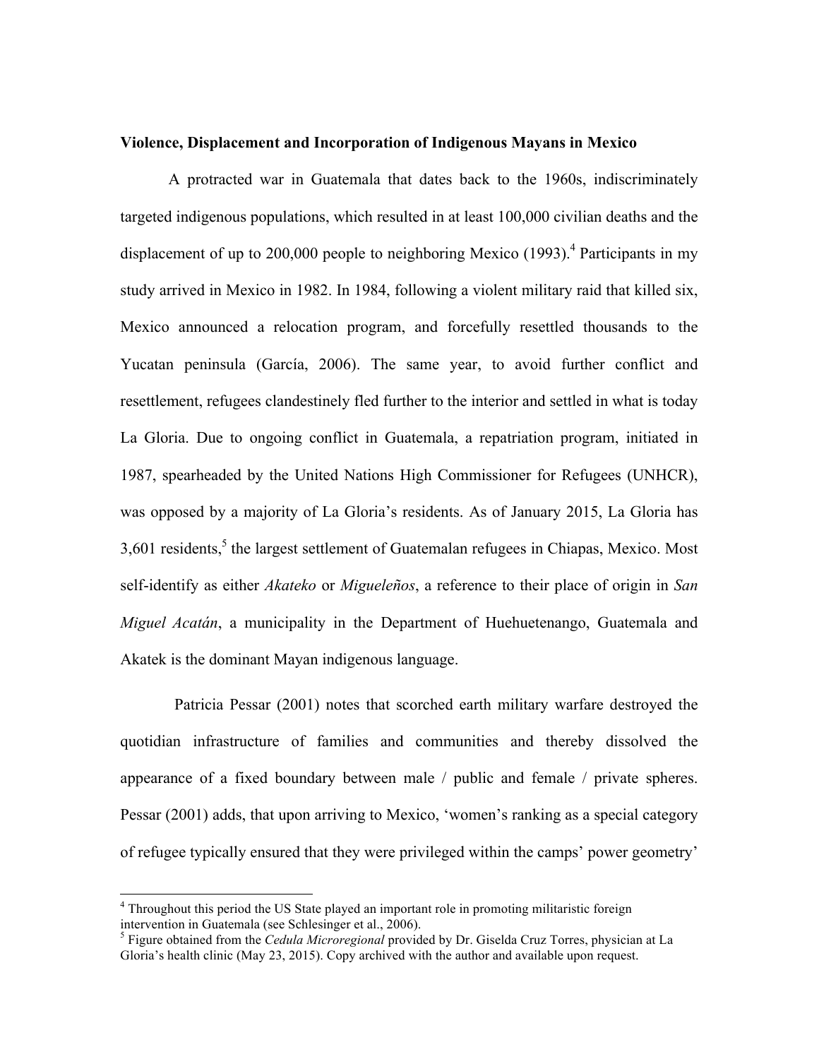**Violence, Displacement and Incorporation of Indigenous Mayans in Mexico**

A protracted war in Guatemala that dates back to the 1960s, indiscriminately targeted indigenous populations, which resulted in at least 100,000 civilian deaths and the displacement of up to 200,000 people to neighboring Mexico (1993).[4] Participants in my study arrived in Mexico in 1982. In 1984, following a violent military raid that killed six, Mexico announced a relocation program, and forcefully resettled thousands to the Yucatan peninsula (García, 2006). The same year, to avoid further conflict and resettlement, refugees clandestinely fled further to the interior and settled in what is today La Gloria. Due to ongoing conflict in Guatemala, a repatriation program, initiated in 1987, spearheaded by the United Nations High Commissioner for Refugees (UNHCR), was opposed by a majority of La Gloria's residents. As of January 2015, La Gloria has 3,601 residents,[5] the largest settlement of Guatemalan refugees in Chiapas, Mexico. Most self-identify as either *Akateko* or *Migueleños*, a reference to their place of origin in *San Miguel Acatán*, a municipality in the Department of Huehuetenango, Guatemala and Akatek is the dominant Mayan indigenous language.

Patricia Pessar (2001) notes that scorched earth military warfare destroyed the quotidian infrastructure of families and communities and thereby dissolved the appearance of a fixed boundary between male / public and female / private spheres. Pessar (2001) adds, that upon arriving to Mexico, 'women's ranking as a special category of refugee typically ensured that they were privileged within the camps' power geometry'

---

[4] Throughout this period the US State played an important role in promoting militaristic foreign intervention in Guatemala (see Schlesinger et al., 2006).

[5] Figure obtained from the *Cedula Microregional* provided by Dr. Giselda Cruz Torres, physician at La Gloria's health clinic (May 23, 2015). Copy archived with the author and available upon request.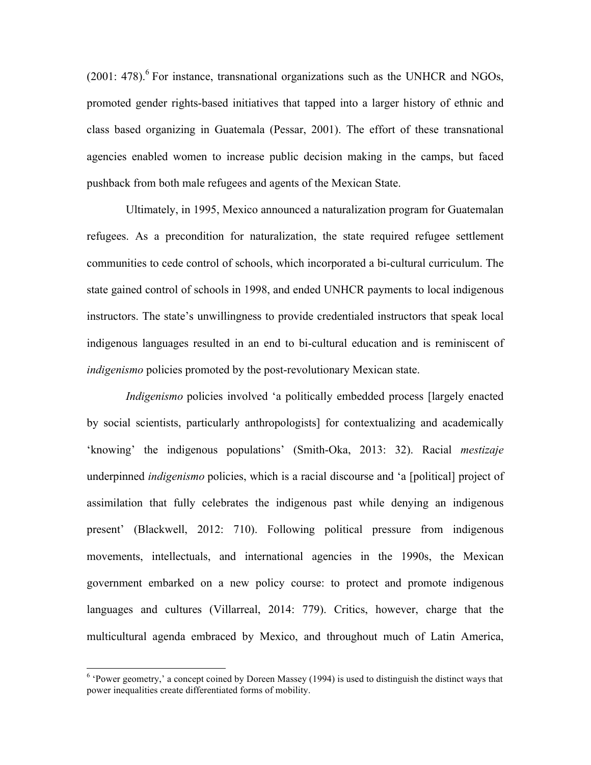(2001: 478).[6] For instance, transnational organizations such as the UNHCR and NGOs, promoted gender rights-based initiatives that tapped into a larger history of ethnic and class based organizing in Guatemala (Pessar, 2001). The effort of these transnational agencies enabled women to increase public decision making in the camps, but faced pushback from both male refugees and agents of the Mexican State.

Ultimately, in 1995, Mexico announced a naturalization program for Guatemalan refugees. As a precondition for naturalization, the state required refugee settlement communities to cede control of schools, which incorporated a bi-cultural curriculum. The state gained control of schools in 1998, and ended UNHCR payments to local indigenous instructors. The state's unwillingness to provide credentialed instructors that speak local indigenous languages resulted in an end to bi-cultural education and is reminiscent of *indigenismo* policies promoted by the post-revolutionary Mexican state.

*Indigenismo* policies involved 'a politically embedded process [largely enacted by social scientists, particularly anthropologists] for contextualizing and academically 'knowing' the indigenous populations' (Smith-Oka, 2013: 32). Racial *mestizaje* underpinned *indigenismo* policies, which is a racial discourse and 'a [political] project of assimilation that fully celebrates the indigenous past while denying an indigenous present' (Blackwell, 2012: 710). Following political pressure from indigenous movements, intellectuals, and international agencies in the 1990s, the Mexican government embarked on a new policy course: to protect and promote indigenous languages and cultures (Villarreal, 2014: 779). Critics, however, charge that the multicultural agenda embraced by Mexico, and throughout much of Latin America,

---

[6] 'Power geometry,' a concept coined by Doreen Massey (1994) is used to distinguish the distinct ways that power inequalities create differentiated forms of mobility.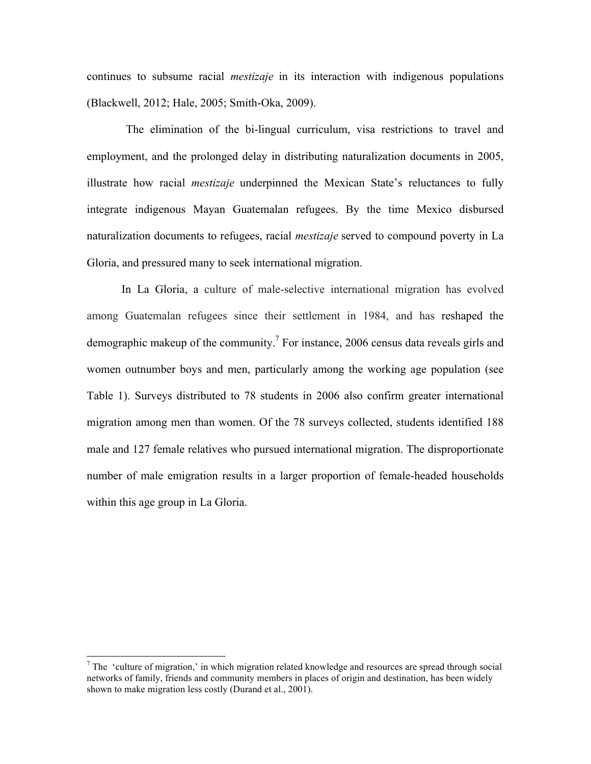continues to subsume racial *mestizaje* in its interaction with indigenous populations (Blackwell, 2012; Hale, 2005; Smith-Oka, 2009).

The elimination of the bi-lingual curriculum, visa restrictions to travel and employment, and the prolonged delay in distributing naturalization documents in 2005, illustrate how racial *mestizaje* underpinned the Mexican State's reluctances to fully integrate indigenous Mayan Guatemalan refugees. By the time Mexico disbursed naturalization documents to refugees, racial *mestizaje* served to compound poverty in La Gloria, and pressured many to seek international migration.

In La Gloria, a culture of male-selective international migration has evolved among Guatemalan refugees since their settlement in 1984, and has reshaped the demographic makeup of the community.[7] For instance, 2006 census data reveals girls and women outnumber boys and men, particularly among the working age population (see Table 1). Surveys distributed to 78 students in 2006 also confirm greater international migration among men than women. Of the 78 surveys collected, students identified 188 male and 127 female relatives who pursued international migration. The disproportionate number of male emigration results in a larger proportion of female-headed households within this age group in La Gloria.

---

[7] The 'culture of migration,' in which migration related knowledge and resources are spread through social networks of family, friends and community members in places of origin and destination, has been widely shown to make migration less costly (Durand et al., 2001).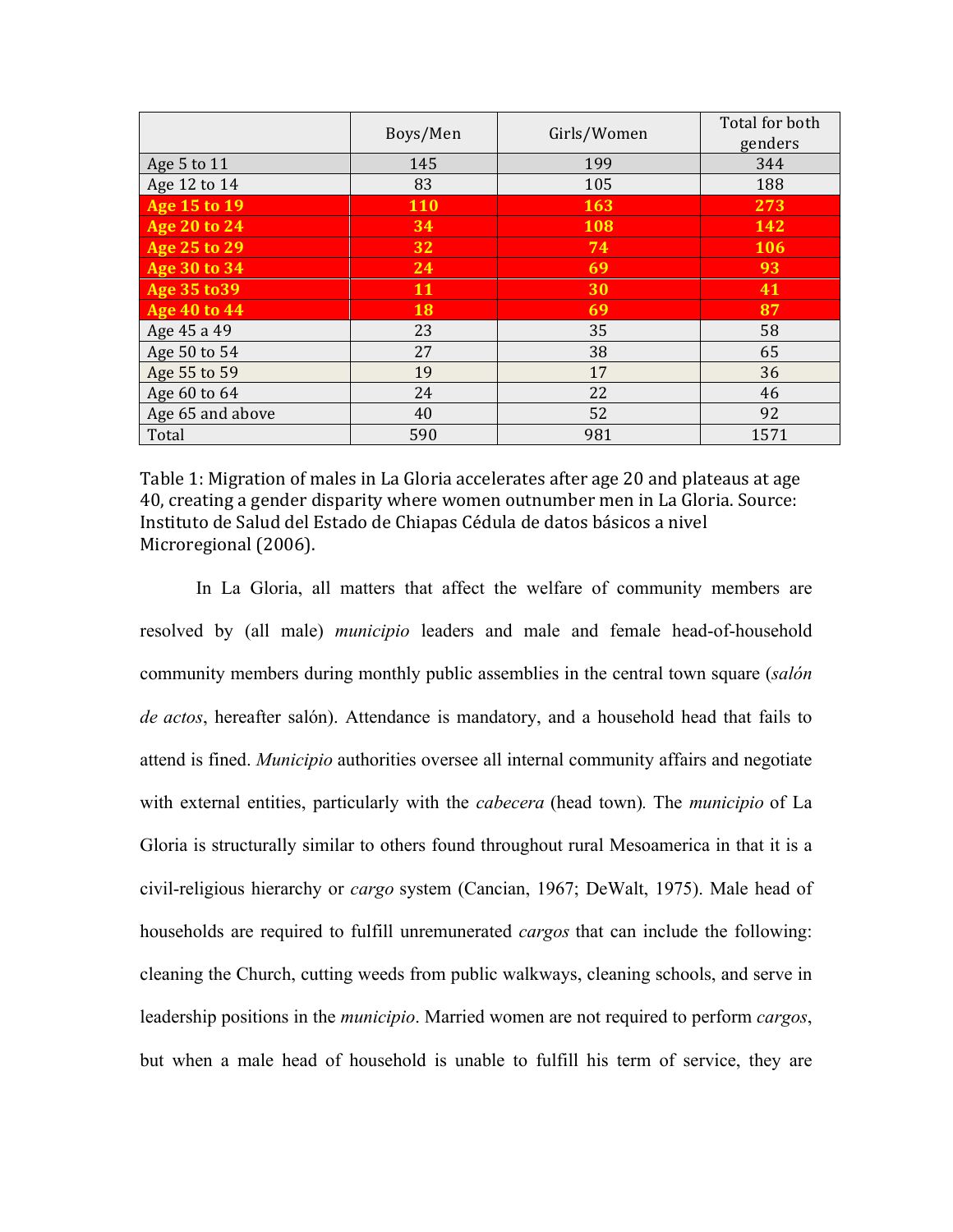| | Boys/Men | Girls/Women | Total for both genders |
|---|---|---|---|
| Age 5 to 11 | 145 | 199 | 344 |
| Age 12 to 14 | 83 | 105 | 188 |
| **Age 15 to 19** | **110** | **163** | **273** |
| **Age 20 to 24** | **34** | **108** | **142** |
| **Age 25 to 29** | **32** | **74** | **106** |
| **Age 30 to 34** | **24** | **69** | **93** |
| **Age 35 to39** | **11** | **30** | **41** |
| **Age 40 to 44** | **18** | **69** | **87** |
| Age 45 a 49 | 23 | 35 | 58 |
| Age 50 to 54 | 27 | 38 | 65 |
| Age 55 to 59 | 19 | 17 | 36 |
| Age 60 to 64 | 24 | 22 | 46 |
| Age 65 and above | 40 | 52 | 92 |
| Total | 590 | 981 | 1571 |

Table 1: Migration of males in La Gloria accelerates after age 20 and plateaus at age 40, creating a gender disparity where women outnumber men in La Gloria. Source: Instituto de Salud del Estado de Chiapas Cédula de datos básicos a nivel Microregional (2006).

In La Gloria, all matters that affect the welfare of community members are resolved by (all male) *municipio* leaders and male and female head-of-household community members during monthly public assemblies in the central town square (*salón de actos*, hereafter salón). Attendance is mandatory, and a household head that fails to attend is fined. *Municipio* authorities oversee all internal community affairs and negotiate with external entities, particularly with the *cabecera* (head town). The *municipio* of La Gloria is structurally similar to others found throughout rural Mesoamerica in that it is a civil-religious hierarchy or *cargo* system (Cancian, 1967; DeWalt, 1975). Male head of households are required to fulfill unremunerated *cargos* that can include the following: cleaning the Church, cutting weeds from public walkways, cleaning schools, and serve in leadership positions in the *municipio*. Married women are not required to perform *cargos*, but when a male head of household is unable to fulfill his term of service, they are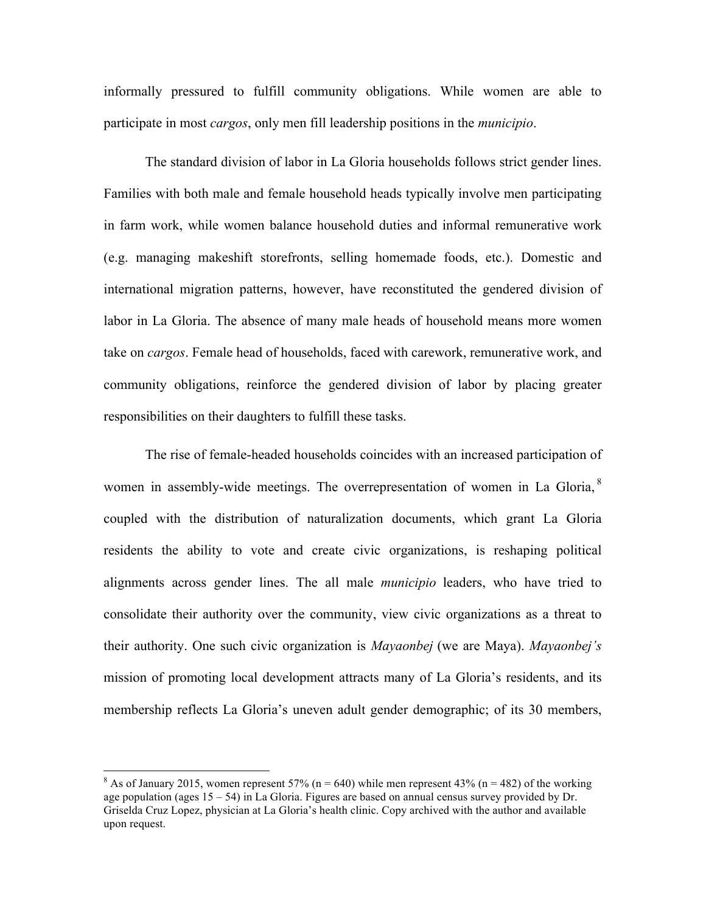informally pressured to fulfill community obligations. While women are able to participate in most *cargos*, only men fill leadership positions in the *municipio*.

The standard division of labor in La Gloria households follows strict gender lines. Families with both male and female household heads typically involve men participating in farm work, while women balance household duties and informal remunerative work (e.g. managing makeshift storefronts, selling homemade foods, etc.). Domestic and international migration patterns, however, have reconstituted the gendered division of labor in La Gloria. The absence of many male heads of household means more women take on *cargos*. Female head of households, faced with carework, remunerative work, and community obligations, reinforce the gendered division of labor by placing greater responsibilities on their daughters to fulfill these tasks.

The rise of female-headed households coincides with an increased participation of women in assembly-wide meetings. The overrepresentation of women in La Gloria,[8] coupled with the distribution of naturalization documents, which grant La Gloria residents the ability to vote and create civic organizations, is reshaping political alignments across gender lines. The all male *municipio* leaders, who have tried to consolidate their authority over the community, view civic organizations as a threat to their authority. One such civic organization is *Mayaonbej* (we are Maya). *Mayaonbej's* mission of promoting local development attracts many of La Gloria's residents, and its membership reflects La Gloria's uneven adult gender demographic; of its 30 members,

---

[8] As of January 2015, women represent 57% (n = 640) while men represent 43% (n = 482) of the working age population (ages 15 – 54) in La Gloria. Figures are based on annual census survey provided by Dr. Griselda Cruz Lopez, physician at La Gloria's health clinic. Copy archived with the author and available upon request.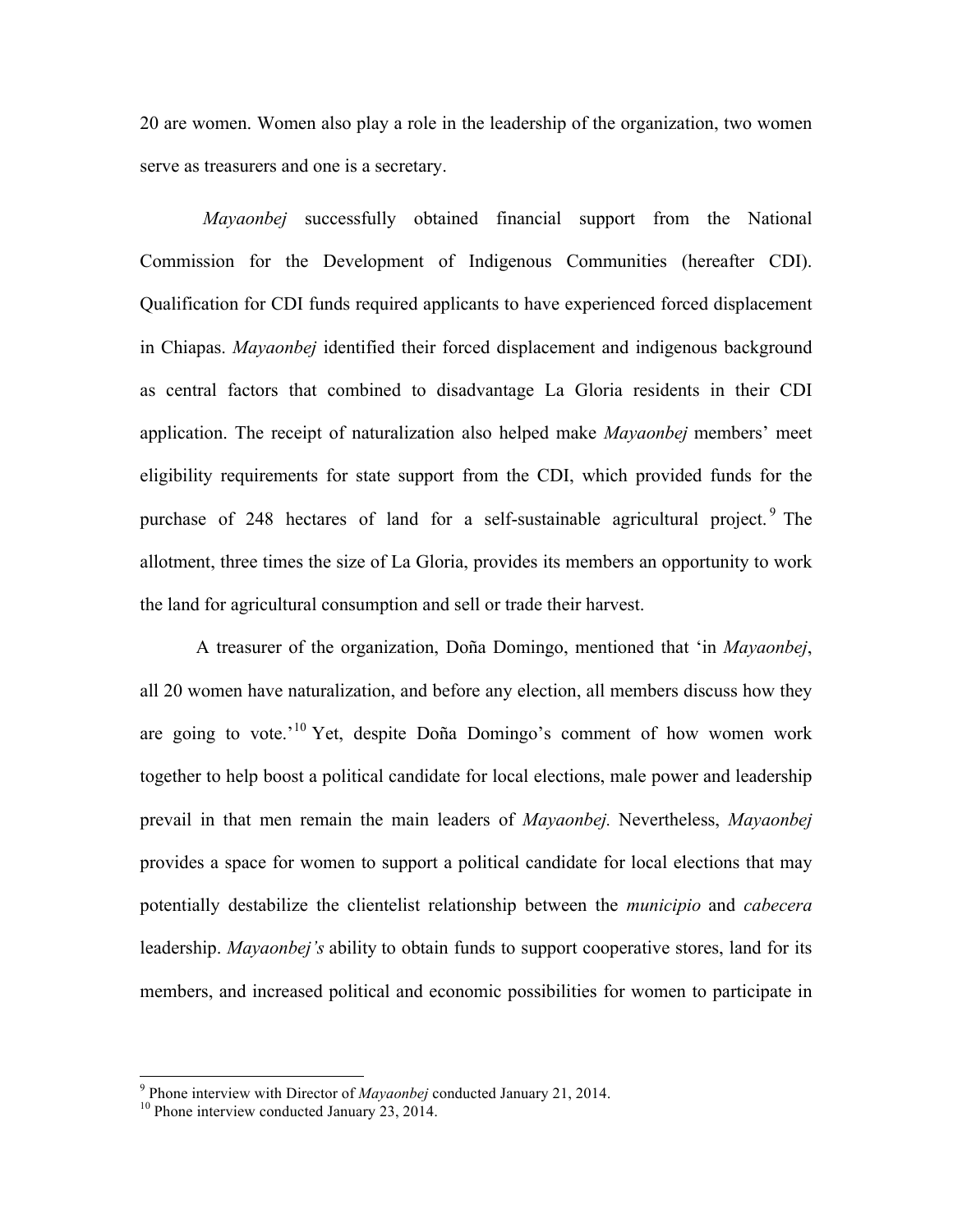20 are women. Women also play a role in the leadership of the organization, two women serve as treasurers and one is a secretary.

*Mayaonbej* successfully obtained financial support from the National Commission for the Development of Indigenous Communities (hereafter CDI). Qualification for CDI funds required applicants to have experienced forced displacement in Chiapas. *Mayaonbej* identified their forced displacement and indigenous background as central factors that combined to disadvantage La Gloria residents in their CDI application. The receipt of naturalization also helped make *Mayaonbej* members' meet eligibility requirements for state support from the CDI, which provided funds for the purchase of 248 hectares of land for a self-sustainable agricultural project.[9] The allotment, three times the size of La Gloria, provides its members an opportunity to work the land for agricultural consumption and sell or trade their harvest.

A treasurer of the organization, Doña Domingo, mentioned that 'in *Mayaonbej*, all 20 women have naturalization, and before any election, all members discuss how they are going to vote.'[10] Yet, despite Doña Domingo's comment of how women work together to help boost a political candidate for local elections, male power and leadership prevail in that men remain the main leaders of *Mayaonbej.* Nevertheless, *Mayaonbej* provides a space for women to support a political candidate for local elections that may potentially destabilize the clientelist relationship between the *municipio* and *cabecera* leadership. *Mayaonbej's* ability to obtain funds to support cooperative stores, land for its members, and increased political and economic possibilities for women to participate in

---

[9] Phone interview with Director of *Mayaonbej* conducted January 21, 2014.

[10] Phone interview conducted January 23, 2014.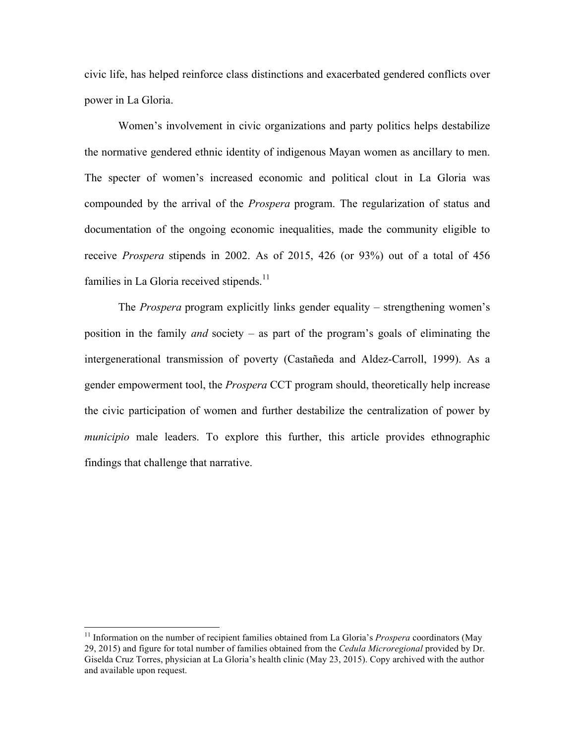civic life, has helped reinforce class distinctions and exacerbated gendered conflicts over power in La Gloria.

Women's involvement in civic organizations and party politics helps destabilize the normative gendered ethnic identity of indigenous Mayan women as ancillary to men. The specter of women's increased economic and political clout in La Gloria was compounded by the arrival of the *Prospera* program. The regularization of status and documentation of the ongoing economic inequalities, made the community eligible to receive *Prospera* stipends in 2002. As of 2015, 426 (or 93%) out of a total of 456 families in La Gloria received stipends.[11]

The *Prospera* program explicitly links gender equality – strengthening women's position in the family *and* society – as part of the program's goals of eliminating the intergenerational transmission of poverty (Castañeda and Aldez-Carroll, 1999). As a gender empowerment tool, the *Prospera* CCT program should, theoretically help increase the civic participation of women and further destabilize the centralization of power by *municipio* male leaders. To explore this further, this article provides ethnographic findings that challenge that narrative.

[11] Information on the number of recipient families obtained from La Gloria's *Prospera* coordinators (May 29, 2015) and figure for total number of families obtained from the *Cedula Microregional* provided by Dr. Giselda Cruz Torres, physician at La Gloria's health clinic (May 23, 2015). Copy archived with the author and available upon request.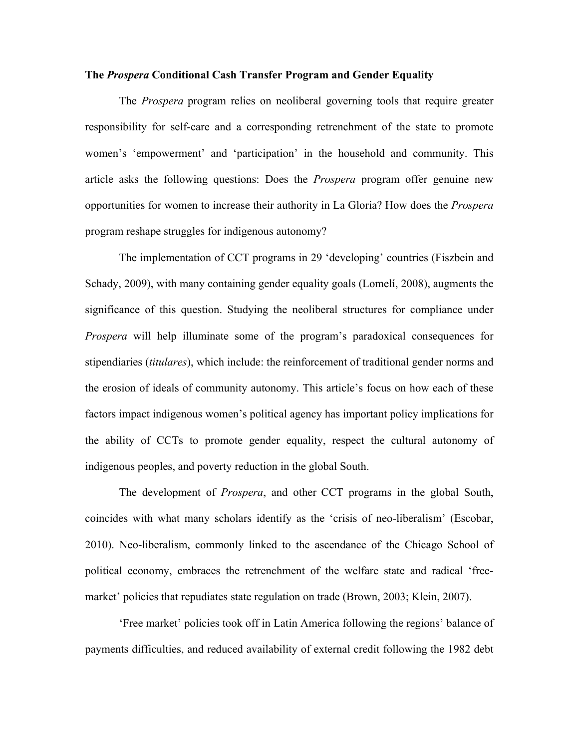### The *Prospera* Conditional Cash Transfer Program and Gender Equality

The *Prospera* program relies on neoliberal governing tools that require greater responsibility for self-care and a corresponding retrenchment of the state to promote women's 'empowerment' and 'participation' in the household and community. This article asks the following questions: Does the *Prospera* program offer genuine new opportunities for women to increase their authority in La Gloria? How does the *Prospera* program reshape struggles for indigenous autonomy?

The implementation of CCT programs in 29 'developing' countries (Fiszbein and Schady, 2009), with many containing gender equality goals (Lomelí, 2008), augments the significance of this question. Studying the neoliberal structures for compliance under *Prospera* will help illuminate some of the program's paradoxical consequences for stipendiaries (*titulares*), which include: the reinforcement of traditional gender norms and the erosion of ideals of community autonomy. This article's focus on how each of these factors impact indigenous women's political agency has important policy implications for the ability of CCTs to promote gender equality, respect the cultural autonomy of indigenous peoples, and poverty reduction in the global South.

The development of *Prospera*, and other CCT programs in the global South, coincides with what many scholars identify as the 'crisis of neo-liberalism' (Escobar, 2010). Neo-liberalism, commonly linked to the ascendance of the Chicago School of political economy, embraces the retrenchment of the welfare state and radical 'free-market' policies that repudiates state regulation on trade (Brown, 2003; Klein, 2007).

'Free market' policies took off in Latin America following the regions' balance of payments difficulties, and reduced availability of external credit following the 1982 debt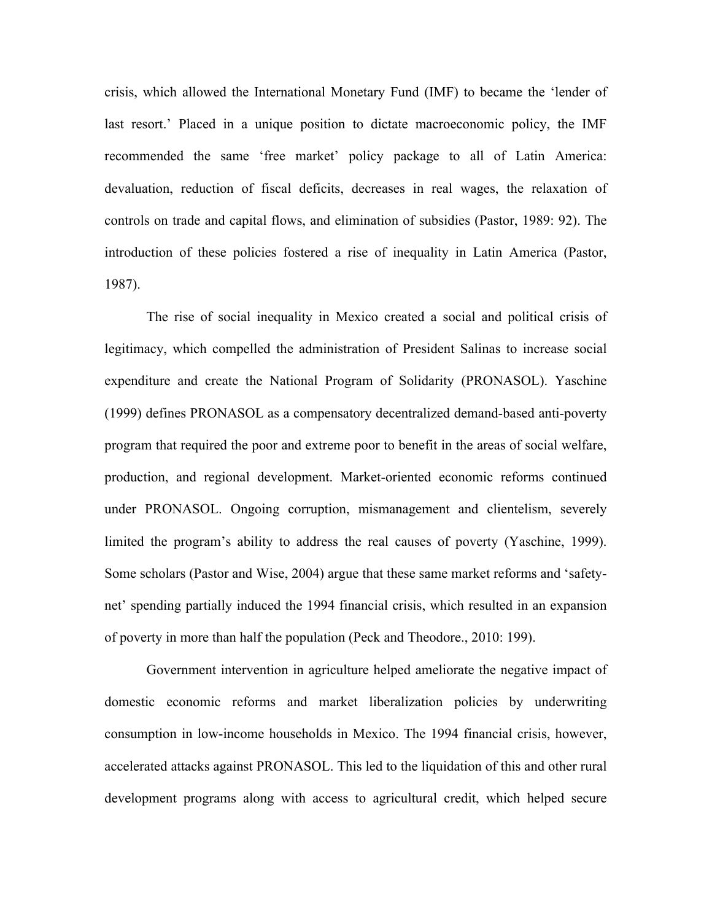crisis, which allowed the International Monetary Fund (IMF) to became the 'lender of last resort.' Placed in a unique position to dictate macroeconomic policy, the IMF recommended the same 'free market' policy package to all of Latin America: devaluation, reduction of fiscal deficits, decreases in real wages, the relaxation of controls on trade and capital flows, and elimination of subsidies (Pastor, 1989: 92). The introduction of these policies fostered a rise of inequality in Latin America (Pastor, 1987).

The rise of social inequality in Mexico created a social and political crisis of legitimacy, which compelled the administration of President Salinas to increase social expenditure and create the National Program of Solidarity (PRONASOL). Yaschine (1999) defines PRONASOL as a compensatory decentralized demand-based anti-poverty program that required the poor and extreme poor to benefit in the areas of social welfare, production, and regional development. Market-oriented economic reforms continued under PRONASOL. Ongoing corruption, mismanagement and clientelism, severely limited the program's ability to address the real causes of poverty (Yaschine, 1999). Some scholars (Pastor and Wise, 2004) argue that these same market reforms and 'safety-net' spending partially induced the 1994 financial crisis, which resulted in an expansion of poverty in more than half the population (Peck and Theodore., 2010: 199).

Government intervention in agriculture helped ameliorate the negative impact of domestic economic reforms and market liberalization policies by underwriting consumption in low-income households in Mexico. The 1994 financial crisis, however, accelerated attacks against PRONASOL. This led to the liquidation of this and other rural development programs along with access to agricultural credit, which helped secure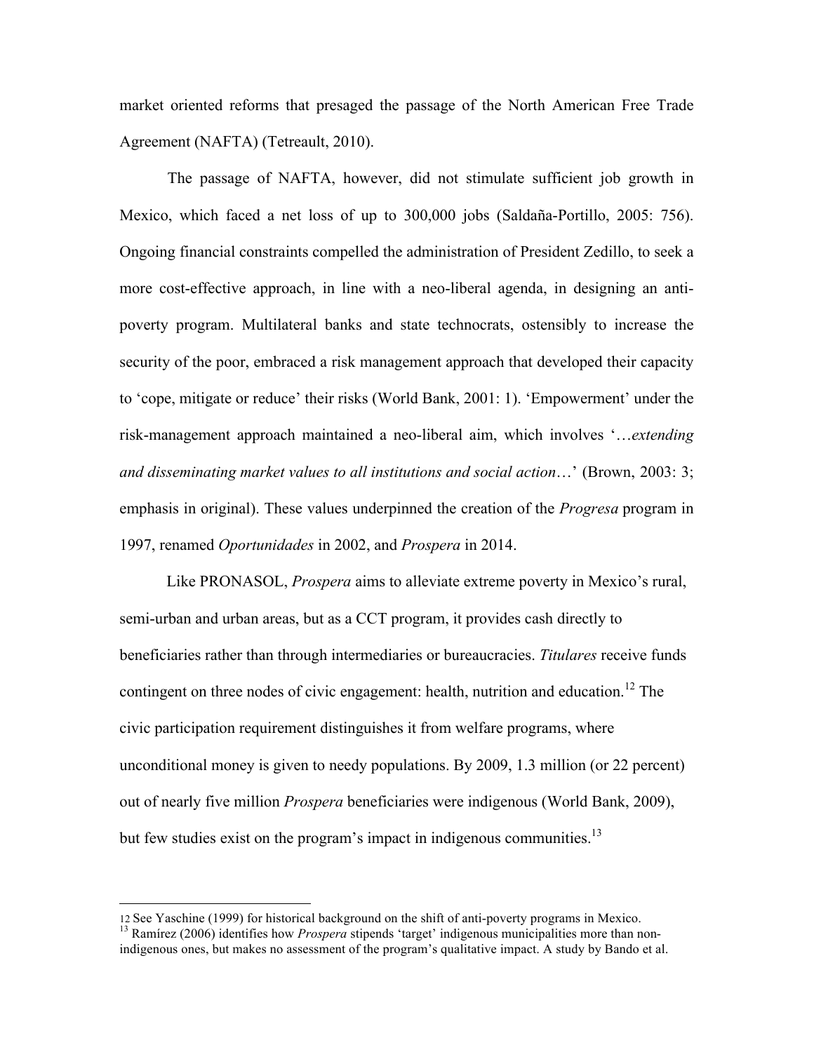market oriented reforms that presaged the passage of the North American Free Trade Agreement (NAFTA) (Tetreault, 2010).

The passage of NAFTA, however, did not stimulate sufficient job growth in Mexico, which faced a net loss of up to 300,000 jobs (Saldaña-Portillo, 2005: 756). Ongoing financial constraints compelled the administration of President Zedillo, to seek a more cost-effective approach, in line with a neo-liberal agenda, in designing an anti-poverty program. Multilateral banks and state technocrats, ostensibly to increase the security of the poor, embraced a risk management approach that developed their capacity to 'cope, mitigate or reduce' their risks (World Bank, 2001: 1). 'Empowerment' under the risk-management approach maintained a neo-liberal aim, which involves '…*extending and disseminating market values to all institutions and social action*…' (Brown, 2003: 3; emphasis in original). These values underpinned the creation of the *Progresa* program in 1997, renamed *Oportunidades* in 2002, and *Prospera* in 2014.

Like PRONASOL, *Prospera* aims to alleviate extreme poverty in Mexico's rural, semi-urban and urban areas, but as a CCT program, it provides cash directly to beneficiaries rather than through intermediaries or bureaucracies. *Titulares* receive funds contingent on three nodes of civic engagement: health, nutrition and education.[12] The civic participation requirement distinguishes it from welfare programs, where unconditional money is given to needy populations. By 2009, 1.3 million (or 22 percent) out of nearly five million *Prospera* beneficiaries were indigenous (World Bank, 2009), but few studies exist on the program's impact in indigenous communities.[13]

---

[12] See Yaschine (1999) for historical background on the shift of anti-poverty programs in Mexico.

[13] Ramírez (2006) identifies how *Prospera* stipends 'target' indigenous municipalities more than non-indigenous ones, but makes no assessment of the program's qualitative impact. A study by Bando et al.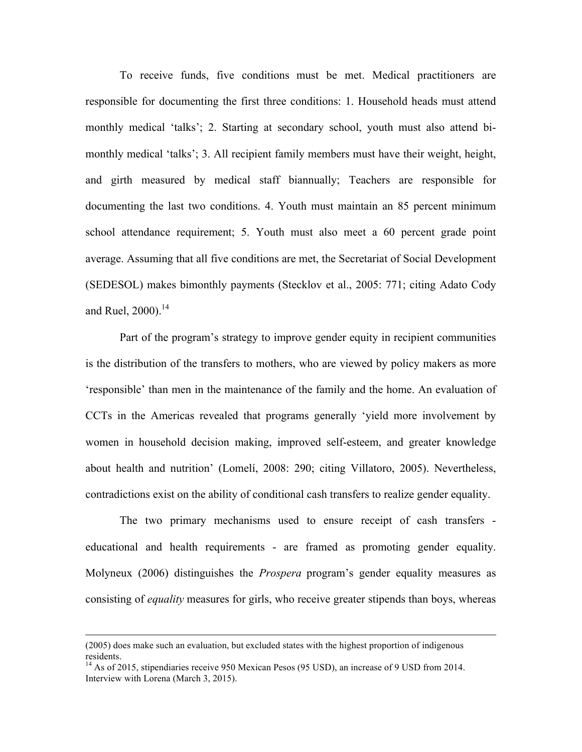To receive funds, five conditions must be met. Medical practitioners are responsible for documenting the first three conditions: 1. Household heads must attend monthly medical 'talks'; 2. Starting at secondary school, youth must also attend bi-monthly medical 'talks'; 3. All recipient family members must have their weight, height, and girth measured by medical staff biannually; Teachers are responsible for documenting the last two conditions. 4. Youth must maintain an 85 percent minimum school attendance requirement; 5. Youth must also meet a 60 percent grade point average. Assuming that all five conditions are met, the Secretariat of Social Development (SEDESOL) makes bimonthly payments (Stecklov et al., 2005: 771; citing Adato Cody and Ruel, 2000).[14]

Part of the program's strategy to improve gender equity in recipient communities is the distribution of the transfers to mothers, who are viewed by policy makers as more 'responsible' than men in the maintenance of the family and the home. An evaluation of CCTs in the Americas revealed that programs generally 'yield more involvement by women in household decision making, improved self-esteem, and greater knowledge about health and nutrition' (Lomelí, 2008: 290; citing Villatoro, 2005). Nevertheless, contradictions exist on the ability of conditional cash transfers to realize gender equality.

The two primary mechanisms used to ensure receipt of cash transfers - educational and health requirements - are framed as promoting gender equality. Molyneux (2006) distinguishes the *Prospera* program's gender equality measures as consisting of *equality* measures for girls, who receive greater stipends than boys, whereas

---

(2005) does make such an evaluation, but excluded states with the highest proportion of indigenous residents.

[14] As of 2015, stipendiaries receive 950 Mexican Pesos (95 USD), an increase of 9 USD from 2014. Interview with Lorena (March 3, 2015).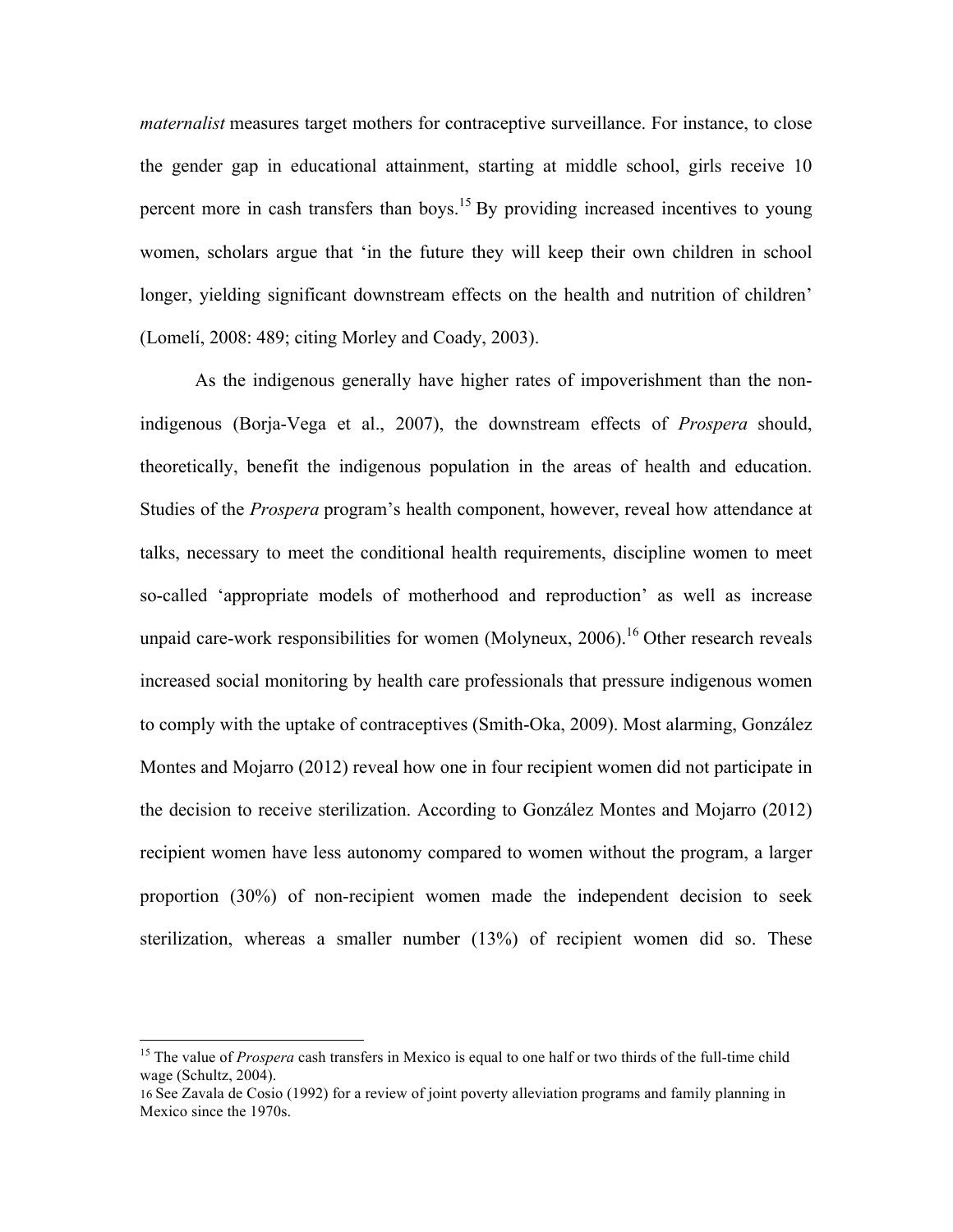*maternalist* measures target mothers for contraceptive surveillance. For instance, to close the gender gap in educational attainment, starting at middle school, girls receive 10 percent more in cash transfers than boys.[15] By providing increased incentives to young women, scholars argue that 'in the future they will keep their own children in school longer, yielding significant downstream effects on the health and nutrition of children' (Lomelí, 2008: 489; citing Morley and Coady, 2003).

As the indigenous generally have higher rates of impoverishment than the non-indigenous (Borja-Vega et al., 2007), the downstream effects of *Prospera* should, theoretically, benefit the indigenous population in the areas of health and education. Studies of the *Prospera* program's health component, however, reveal how attendance at talks, necessary to meet the conditional health requirements, discipline women to meet so-called 'appropriate models of motherhood and reproduction' as well as increase unpaid care-work responsibilities for women (Molyneux, 2006).[16] Other research reveals increased social monitoring by health care professionals that pressure indigenous women to comply with the uptake of contraceptives (Smith-Oka, 2009). Most alarming, González Montes and Mojarro (2012) reveal how one in four recipient women did not participate in the decision to receive sterilization. According to González Montes and Mojarro (2012) recipient women have less autonomy compared to women without the program, a larger proportion (30%) of non-recipient women made the independent decision to seek sterilization, whereas a smaller number (13%) of recipient women did so. These

---

[15] The value of *Prospera* cash transfers in Mexico is equal to one half or two thirds of the full-time child wage (Schultz, 2004).

[16] See Zavala de Cosio (1992) for a review of joint poverty alleviation programs and family planning in Mexico since the 1970s.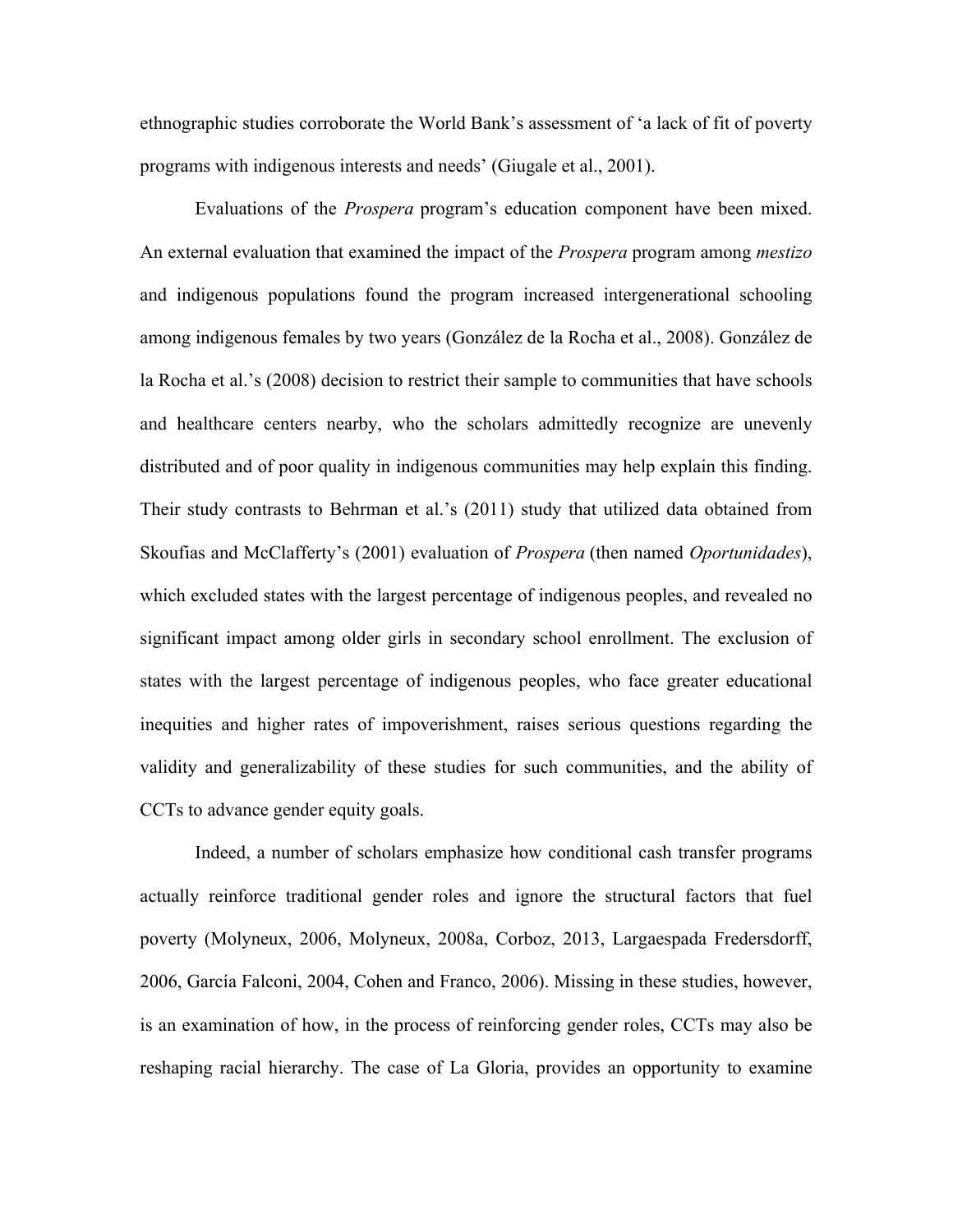ethnographic studies corroborate the World Bank's assessment of 'a lack of fit of poverty programs with indigenous interests and needs' (Giugale et al., 2001).

Evaluations of the *Prospera* program's education component have been mixed. An external evaluation that examined the impact of the *Prospera* program among *mestizo* and indigenous populations found the program increased intergenerational schooling among indigenous females by two years (González de la Rocha et al., 2008). González de la Rocha et al.'s (2008) decision to restrict their sample to communities that have schools and healthcare centers nearby, who the scholars admittedly recognize are unevenly distributed and of poor quality in indigenous communities may help explain this finding. Their study contrasts to Behrman et al.'s (2011) study that utilized data obtained from Skoufias and McClafferty's (2001) evaluation of *Prospera* (then named *Oportunidades*), which excluded states with the largest percentage of indigenous peoples, and revealed no significant impact among older girls in secondary school enrollment. The exclusion of states with the largest percentage of indigenous peoples, who face greater educational inequities and higher rates of impoverishment, raises serious questions regarding the validity and generalizability of these studies for such communities, and the ability of CCTs to advance gender equity goals.

Indeed, a number of scholars emphasize how conditional cash transfer programs actually reinforce traditional gender roles and ignore the structural factors that fuel poverty (Molyneux, 2006, Molyneux, 2008a, Corboz, 2013, Largaespada Fredersdorff, 2006, García Falconi, 2004, Cohen and Franco, 2006). Missing in these studies, however, is an examination of how, in the process of reinforcing gender roles, CCTs may also be reshaping racial hierarchy. The case of La Gloria, provides an opportunity to examine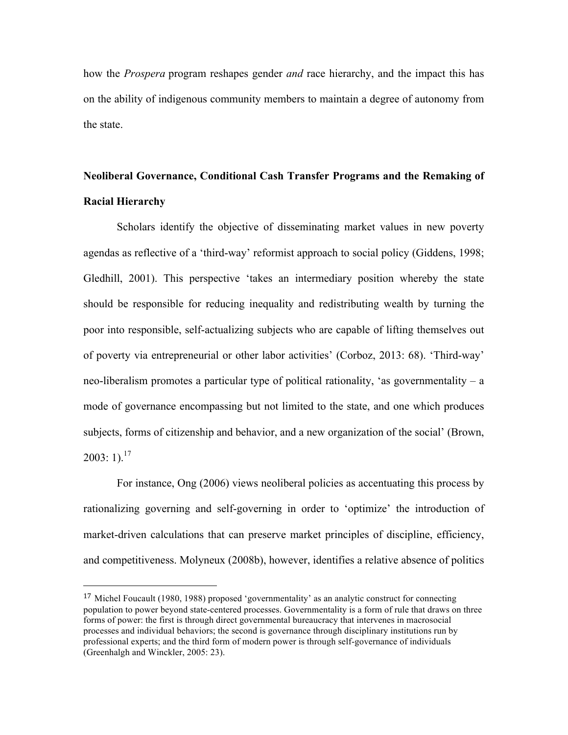how the *Prospera* program reshapes gender *and* race hierarchy, and the impact this has on the ability of indigenous community members to maintain a degree of autonomy from the state.

## Neoliberal Governance, Conditional Cash Transfer Programs and the Remaking of Racial Hierarchy

Scholars identify the objective of disseminating market values in new poverty agendas as reflective of a 'third-way' reformist approach to social policy (Giddens, 1998; Gledhill, 2001). This perspective 'takes an intermediary position whereby the state should be responsible for reducing inequality and redistributing wealth by turning the poor into responsible, self-actualizing subjects who are capable of lifting themselves out of poverty via entrepreneurial or other labor activities' (Corboz, 2013: 68). 'Third-way' neo-liberalism promotes a particular type of political rationality, 'as governmentality – a mode of governance encompassing but not limited to the state, and one which produces subjects, forms of citizenship and behavior, and a new organization of the social' (Brown, 2003: 1).[17]

For instance, Ong (2006) views neoliberal policies as accentuating this process by rationalizing governing and self-governing in order to 'optimize' the introduction of market-driven calculations that can preserve market principles of discipline, efficiency, and competitiveness. Molyneux (2008b), however, identifies a relative absence of politics

---

[17] Michel Foucault (1980, 1988) proposed 'governmentality' as an analytic construct for connecting population to power beyond state-centered processes. Governmentality is a form of rule that draws on three forms of power: the first is through direct governmental bureaucracy that intervenes in macrosocial processes and individual behaviors; the second is governance through disciplinary institutions run by professional experts; and the third form of modern power is through self-governance of individuals (Greenhalgh and Winckler, 2005: 23).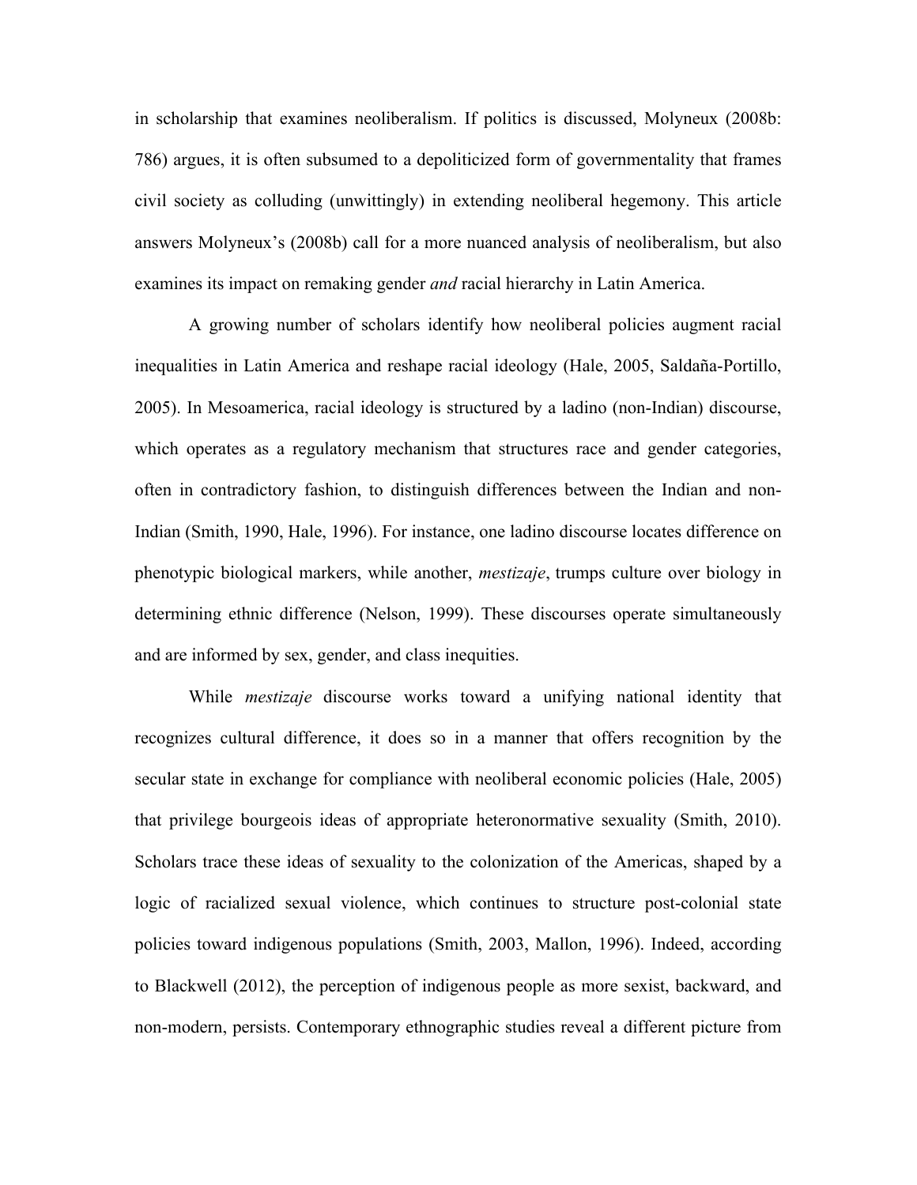in scholarship that examines neoliberalism. If politics is discussed, Molyneux (2008b: 786) argues, it is often subsumed to a depoliticized form of governmentality that frames civil society as colluding (unwittingly) in extending neoliberal hegemony. This article answers Molyneux's (2008b) call for a more nuanced analysis of neoliberalism, but also examines its impact on remaking gender *and* racial hierarchy in Latin America.

A growing number of scholars identify how neoliberal policies augment racial inequalities in Latin America and reshape racial ideology (Hale, 2005, Saldaña-Portillo, 2005). In Mesoamerica, racial ideology is structured by a ladino (non-Indian) discourse, which operates as a regulatory mechanism that structures race and gender categories, often in contradictory fashion, to distinguish differences between the Indian and non-Indian (Smith, 1990, Hale, 1996). For instance, one ladino discourse locates difference on phenotypic biological markers, while another, *mestizaje*, trumps culture over biology in determining ethnic difference (Nelson, 1999). These discourses operate simultaneously and are informed by sex, gender, and class inequities.

While *mestizaje* discourse works toward a unifying national identity that recognizes cultural difference, it does so in a manner that offers recognition by the secular state in exchange for compliance with neoliberal economic policies (Hale, 2005) that privilege bourgeois ideas of appropriate heteronormative sexuality (Smith, 2010). Scholars trace these ideas of sexuality to the colonization of the Americas, shaped by a logic of racialized sexual violence, which continues to structure post-colonial state policies toward indigenous populations (Smith, 2003, Mallon, 1996). Indeed, according to Blackwell (2012), the perception of indigenous people as more sexist, backward, and non-modern, persists. Contemporary ethnographic studies reveal a different picture from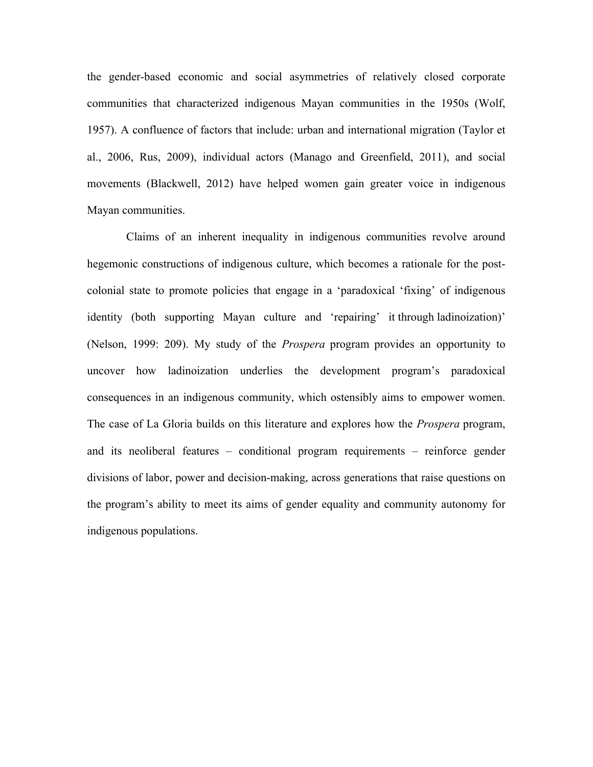the gender-based economic and social asymmetries of relatively closed corporate communities that characterized indigenous Mayan communities in the 1950s (Wolf, 1957). A confluence of factors that include: urban and international migration (Taylor et al., 2006, Rus, 2009), individual actors (Manago and Greenfield, 2011), and social movements (Blackwell, 2012) have helped women gain greater voice in indigenous Mayan communities.

Claims of an inherent inequality in indigenous communities revolve around hegemonic constructions of indigenous culture, which becomes a rationale for the post-colonial state to promote policies that engage in a 'paradoxical 'fixing' of indigenous identity (both supporting Mayan culture and 'repairing' it through ladinoization)' (Nelson, 1999: 209). My study of the *Prospera* program provides an opportunity to uncover how ladinoization underlies the development program's paradoxical consequences in an indigenous community, which ostensibly aims to empower women. The case of La Gloria builds on this literature and explores how the *Prospera* program, and its neoliberal features – conditional program requirements – reinforce gender divisions of labor, power and decision-making, across generations that raise questions on the program's ability to meet its aims of gender equality and community autonomy for indigenous populations.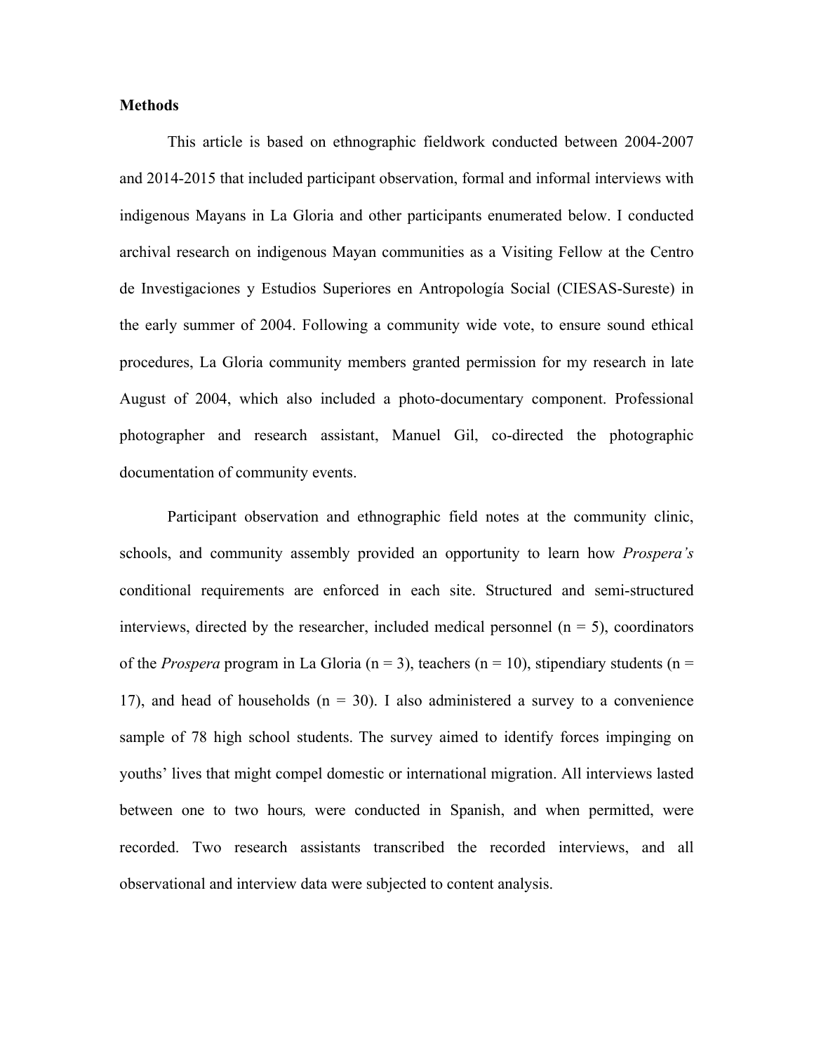**Methods**

This article is based on ethnographic fieldwork conducted between 2004-2007 and 2014-2015 that included participant observation, formal and informal interviews with indigenous Mayans in La Gloria and other participants enumerated below. I conducted archival research on indigenous Mayan communities as a Visiting Fellow at the Centro de Investigaciones y Estudios Superiores en Antropología Social (CIESAS-Sureste) in the early summer of 2004. Following a community wide vote, to ensure sound ethical procedures, La Gloria community members granted permission for my research in late August of 2004, which also included a photo-documentary component. Professional photographer and research assistant, Manuel Gil, co-directed the photographic documentation of community events.

Participant observation and ethnographic field notes at the community clinic, schools, and community assembly provided an opportunity to learn how *Prospera's* conditional requirements are enforced in each site. Structured and semi-structured interviews, directed by the researcher, included medical personnel (n = 5), coordinators of the *Prospera* program in La Gloria (n = 3), teachers (n = 10), stipendiary students (n = 17), and head of households (n = 30). I also administered a survey to a convenience sample of 78 high school students. The survey aimed to identify forces impinging on youths' lives that might compel domestic or international migration. All interviews lasted between one to two hours, were conducted in Spanish, and when permitted, were recorded. Two research assistants transcribed the recorded interviews, and all observational and interview data were subjected to content analysis.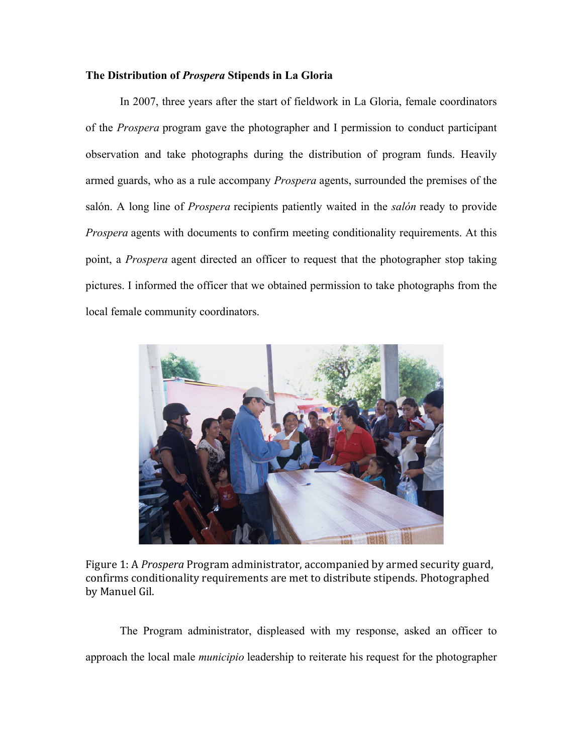**The Distribution of *Prospera* Stipends in La Gloria**

In 2007, three years after the start of fieldwork in La Gloria, female coordinators of the *Prospera* program gave the photographer and I permission to conduct participant observation and take photographs during the distribution of program funds. Heavily armed guards, who as a rule accompany *Prospera* agents, surrounded the premises of the salón. A long line of *Prospera* recipients patiently waited in the *salón* ready to provide *Prospera* agents with documents to confirm meeting conditionality requirements. At this point, a *Prospera* agent directed an officer to request that the photographer stop taking pictures. I informed the officer that we obtained permission to take photographs from the local female community coordinators.

Figure 1: A *Prospera* Program administrator, accompanied by armed security guard, confirms conditionality requirements are met to distribute stipends. Photographed by Manuel Gil.

The Program administrator, displeased with my response, asked an officer to approach the local male *municipio* leadership to reiterate his request for the photographer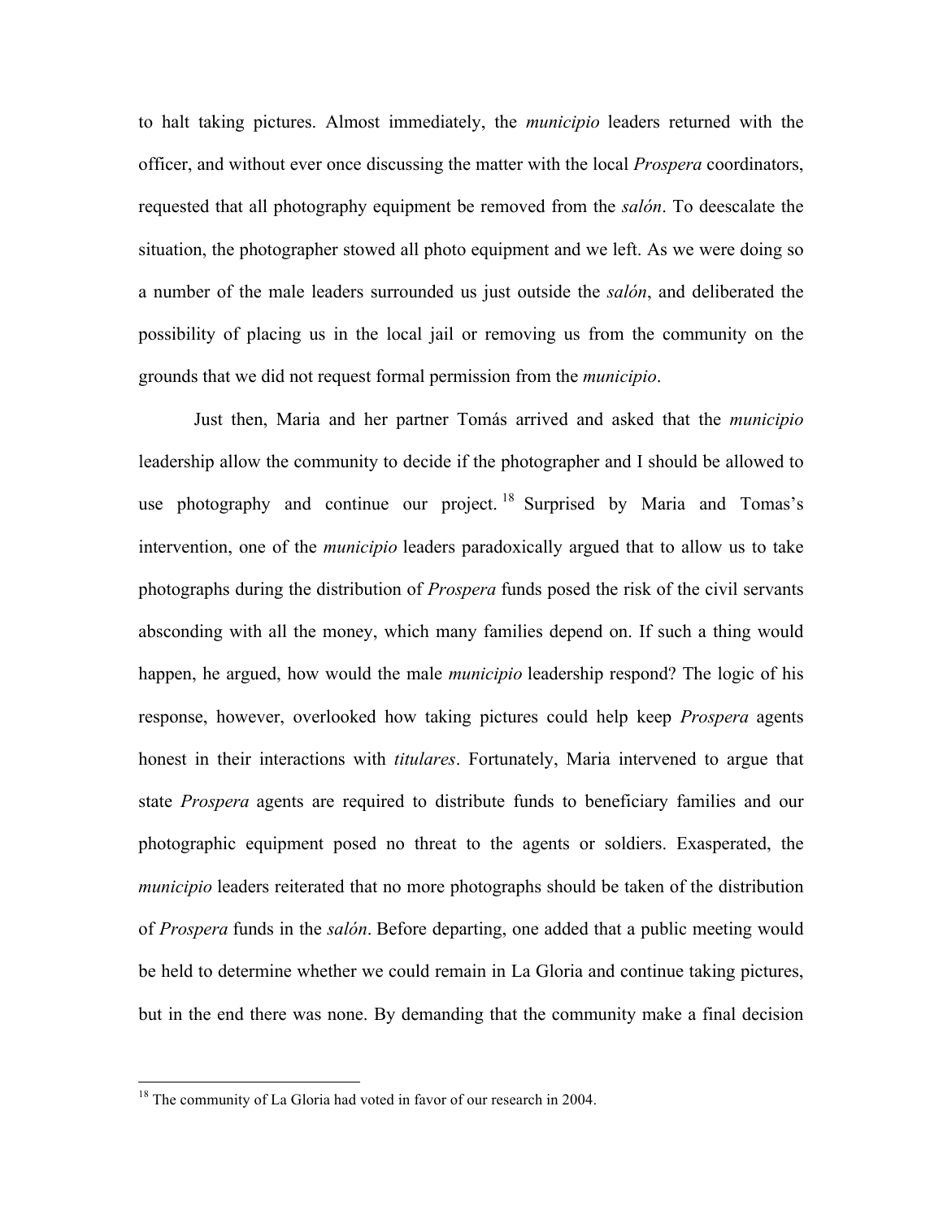to halt taking pictures. Almost immediately, the *municipio* leaders returned with the officer, and without ever once discussing the matter with the local *Prospera* coordinators, requested that all photography equipment be removed from the *salón*. To deescalate the situation, the photographer stowed all photo equipment and we left. As we were doing so a number of the male leaders surrounded us just outside the *salón*, and deliberated the possibility of placing us in the local jail or removing us from the community on the grounds that we did not request formal permission from the *municipio*.

Just then, Maria and her partner Tomás arrived and asked that the *municipio* leadership allow the community to decide if the photographer and I should be allowed to use photography and continue our project.[18] Surprised by Maria and Tomas's intervention, one of the *municipio* leaders paradoxically argued that to allow us to take photographs during the distribution of *Prospera* funds posed the risk of the civil servants absconding with all the money, which many families depend on. If such a thing would happen, he argued, how would the male *municipio* leadership respond? The logic of his response, however, overlooked how taking pictures could help keep *Prospera* agents honest in their interactions with *titulares*. Fortunately, Maria intervened to argue that state *Prospera* agents are required to distribute funds to beneficiary families and our photographic equipment posed no threat to the agents or soldiers. Exasperated, the *municipio* leaders reiterated that no more photographs should be taken of the distribution of *Prospera* funds in the *salón*. Before departing, one added that a public meeting would be held to determine whether we could remain in La Gloria and continue taking pictures, but in the end there was none. By demanding that the community make a final decision

[18] The community of La Gloria had voted in favor of our research in 2004.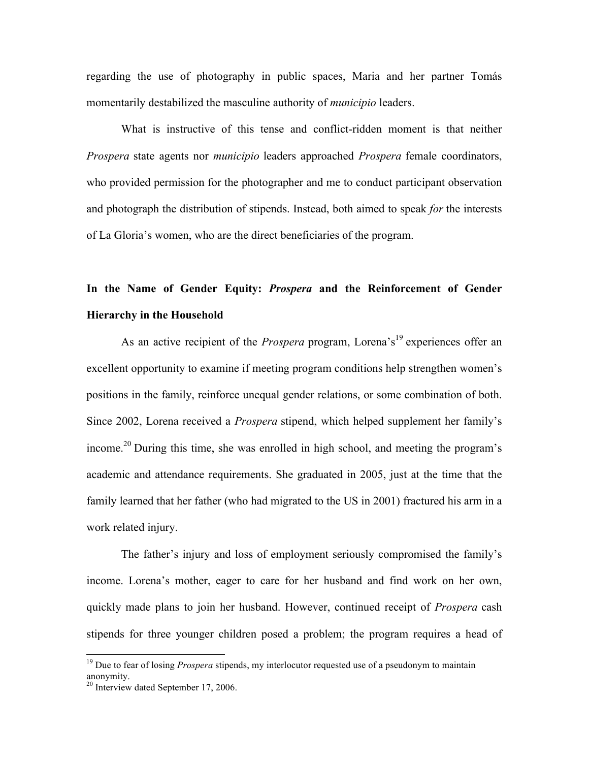regarding the use of photography in public spaces, Maria and her partner Tomás momentarily destabilized the masculine authority of *municipio* leaders.

What is instructive of this tense and conflict-ridden moment is that neither *Prospera* state agents nor *municipio* leaders approached *Prospera* female coordinators, who provided permission for the photographer and me to conduct participant observation and photograph the distribution of stipends. Instead, both aimed to speak *for* the interests of La Gloria's women, who are the direct beneficiaries of the program.

## In the Name of Gender Equity: *Prospera* and the Reinforcement of Gender Hierarchy in the Household

As an active recipient of the *Prospera* program, Lorena's[19] experiences offer an excellent opportunity to examine if meeting program conditions help strengthen women's positions in the family, reinforce unequal gender relations, or some combination of both. Since 2002, Lorena received a *Prospera* stipend, which helped supplement her family's income.[20] During this time, she was enrolled in high school, and meeting the program's academic and attendance requirements. She graduated in 2005, just at the time that the family learned that her father (who had migrated to the US in 2001) fractured his arm in a work related injury.

The father's injury and loss of employment seriously compromised the family's income. Lorena's mother, eager to care for her husband and find work on her own, quickly made plans to join her husband. However, continued receipt of *Prospera* cash stipends for three younger children posed a problem; the program requires a head of

[19] Due to fear of losing *Prospera* stipends, my interlocutor requested use of a pseudonym to maintain anonymity.

[20] Interview dated September 17, 2006.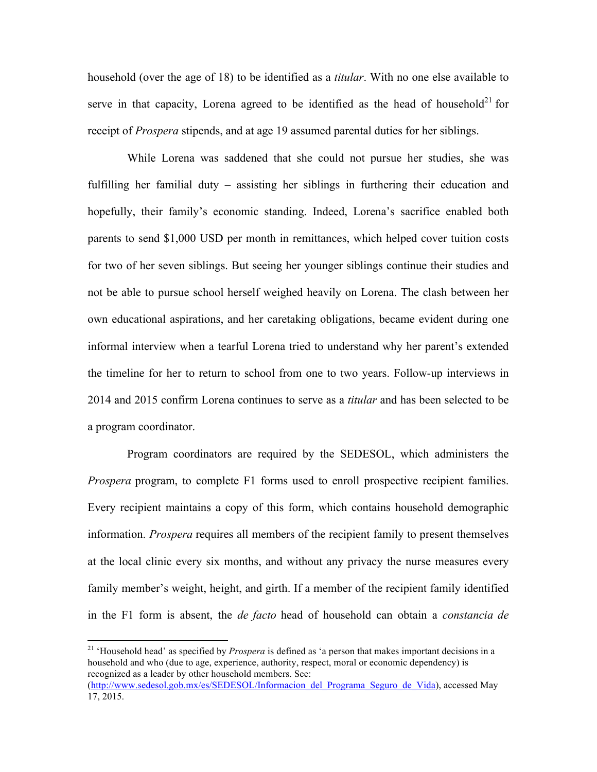household (over the age of 18) to be identified as a *titular*. With no one else available to serve in that capacity, Lorena agreed to be identified as the head of household[21] for receipt of *Prospera* stipends, and at age 19 assumed parental duties for her siblings.

While Lorena was saddened that she could not pursue her studies, she was fulfilling her familial duty – assisting her siblings in furthering their education and hopefully, their family's economic standing. Indeed, Lorena's sacrifice enabled both parents to send $1,000 USD per month in remittances, which helped cover tuition costs for two of her seven siblings. But seeing her younger siblings continue their studies and not be able to pursue school herself weighed heavily on Lorena. The clash between her own educational aspirations, and her caretaking obligations, became evident during one informal interview when a tearful Lorena tried to understand why her parent's extended the timeline for her to return to school from one to two years. Follow-up interviews in 2014 and 2015 confirm Lorena continues to serve as a *titular* and has been selected to be a program coordinator.

Program coordinators are required by the SEDESOL, which administers the *Prospera* program, to complete F1 forms used to enroll prospective recipient families. Every recipient maintains a copy of this form, which contains household demographic information. *Prospera* requires all members of the recipient family to present themselves at the local clinic every six months, and without any privacy the nurse measures every family member's weight, height, and girth. If a member of the recipient family identified in the F1 form is absent, the *de facto* head of household can obtain a *constancia de*

[21] 'Household head' as specified by *Prospera* is defined as 'a person that makes important decisions in a household and who (due to age, experience, authority, respect, moral or economic dependency) is recognized as a leader by other household members. See: (http://www.sedesol.gob.mx/es/SEDESOL/Informacion_del_Programa_Seguro_de_Vida), accessed May 17, 2015.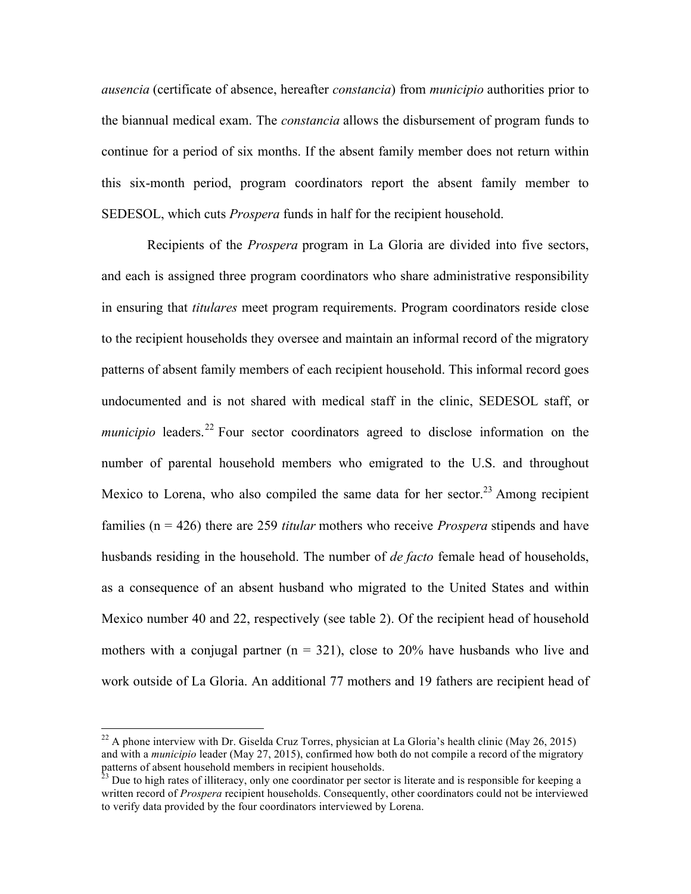*ausencia* (certificate of absence, hereafter *constancia*) from *municipio* authorities prior to the biannual medical exam. The *constancia* allows the disbursement of program funds to continue for a period of six months. If the absent family member does not return within this six-month period, program coordinators report the absent family member to SEDESOL, which cuts *Prospera* funds in half for the recipient household.

Recipients of the *Prospera* program in La Gloria are divided into five sectors, and each is assigned three program coordinators who share administrative responsibility in ensuring that *titulares* meet program requirements. Program coordinators reside close to the recipient households they oversee and maintain an informal record of the migratory patterns of absent family members of each recipient household. This informal record goes undocumented and is not shared with medical staff in the clinic, SEDESOL staff, or *municipio* leaders.[22] Four sector coordinators agreed to disclose information on the number of parental household members who emigrated to the U.S. and throughout Mexico to Lorena, who also compiled the same data for her sector.[23] Among recipient families (n = 426) there are 259 *titular* mothers who receive *Prospera* stipends and have husbands residing in the household. The number of *de facto* female head of households, as a consequence of an absent husband who migrated to the United States and within Mexico number 40 and 22, respectively (see table 2). Of the recipient head of household mothers with a conjugal partner (n = 321), close to 20% have husbands who live and work outside of La Gloria. An additional 77 mothers and 19 fathers are recipient head of

[22] A phone interview with Dr. Giselda Cruz Torres, physician at La Gloria's health clinic (May 26, 2015) and with a *municipio* leader (May 27, 2015), confirmed how both do not compile a record of the migratory patterns of absent household members in recipient households.

[23] Due to high rates of illiteracy, only one coordinator per sector is literate and is responsible for keeping a written record of *Prospera* recipient households. Consequently, other coordinators could not be interviewed to verify data provided by the four coordinators interviewed by Lorena.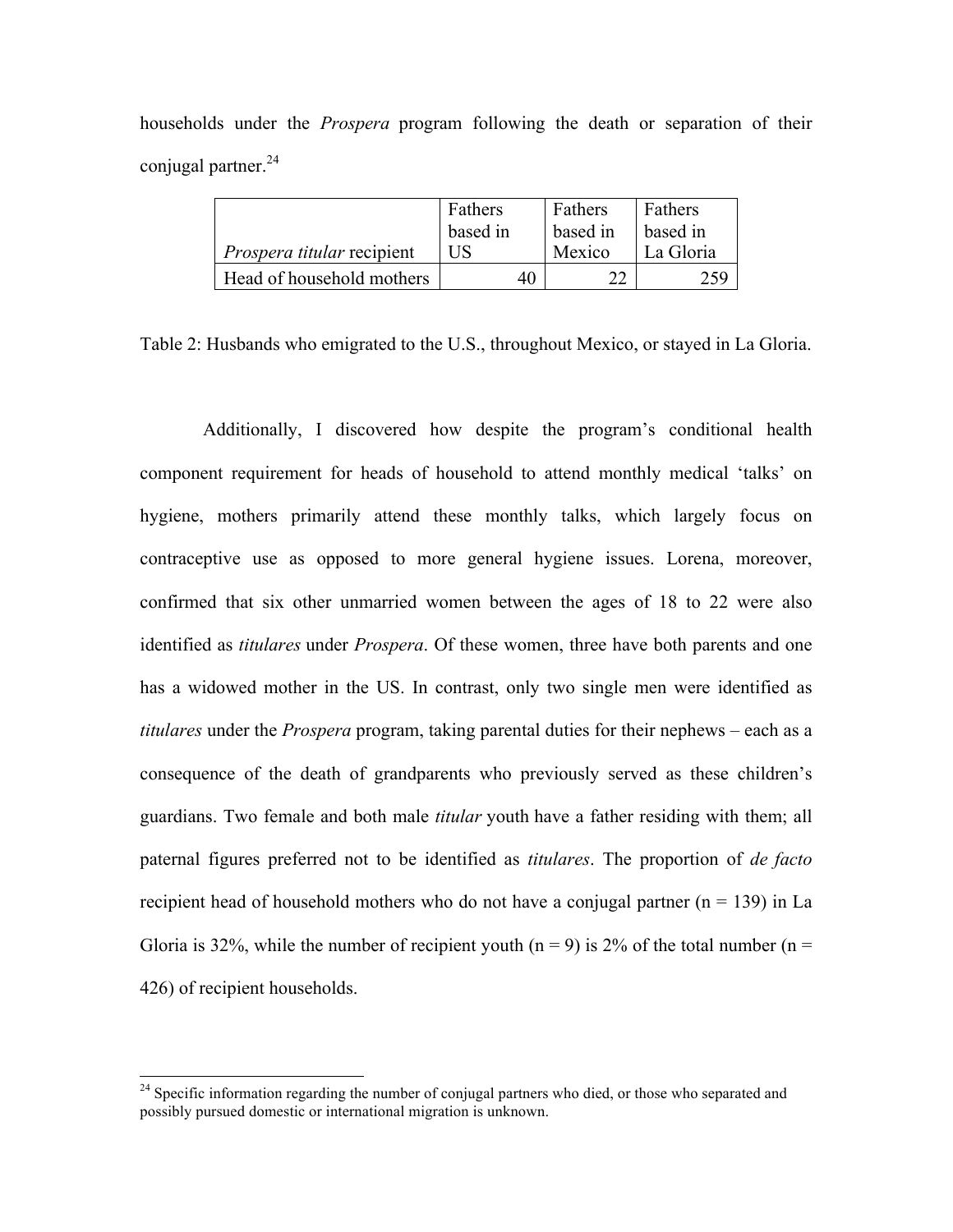households under the *Prospera* program following the death or separation of their conjugal partner.[24]

| *Prospera titular* recipient | Fathers based in US | Fathers based in Mexico | Fathers based in La Gloria |
|---|---|---|---|
| Head of household mothers | 40 | 22 | 259 |

Table 2: Husbands who emigrated to the U.S., throughout Mexico, or stayed in La Gloria.

Additionally, I discovered how despite the program's conditional health component requirement for heads of household to attend monthly medical 'talks' on hygiene, mothers primarily attend these monthly talks, which largely focus on contraceptive use as opposed to more general hygiene issues. Lorena, moreover, confirmed that six other unmarried women between the ages of 18 to 22 were also identified as *titulares* under *Prospera*. Of these women, three have both parents and one has a widowed mother in the US. In contrast, only two single men were identified as *titulares* under the *Prospera* program, taking parental duties for their nephews – each as a consequence of the death of grandparents who previously served as these children's guardians. Two female and both male *titular* youth have a father residing with them; all paternal figures preferred not to be identified as *titulares*. The proportion of *de facto* recipient head of household mothers who do not have a conjugal partner (n = 139) in La Gloria is 32%, while the number of recipient youth (n = 9) is 2% of the total number (n = 426) of recipient households.

[24] Specific information regarding the number of conjugal partners who died, or those who separated and possibly pursued domestic or international migration is unknown.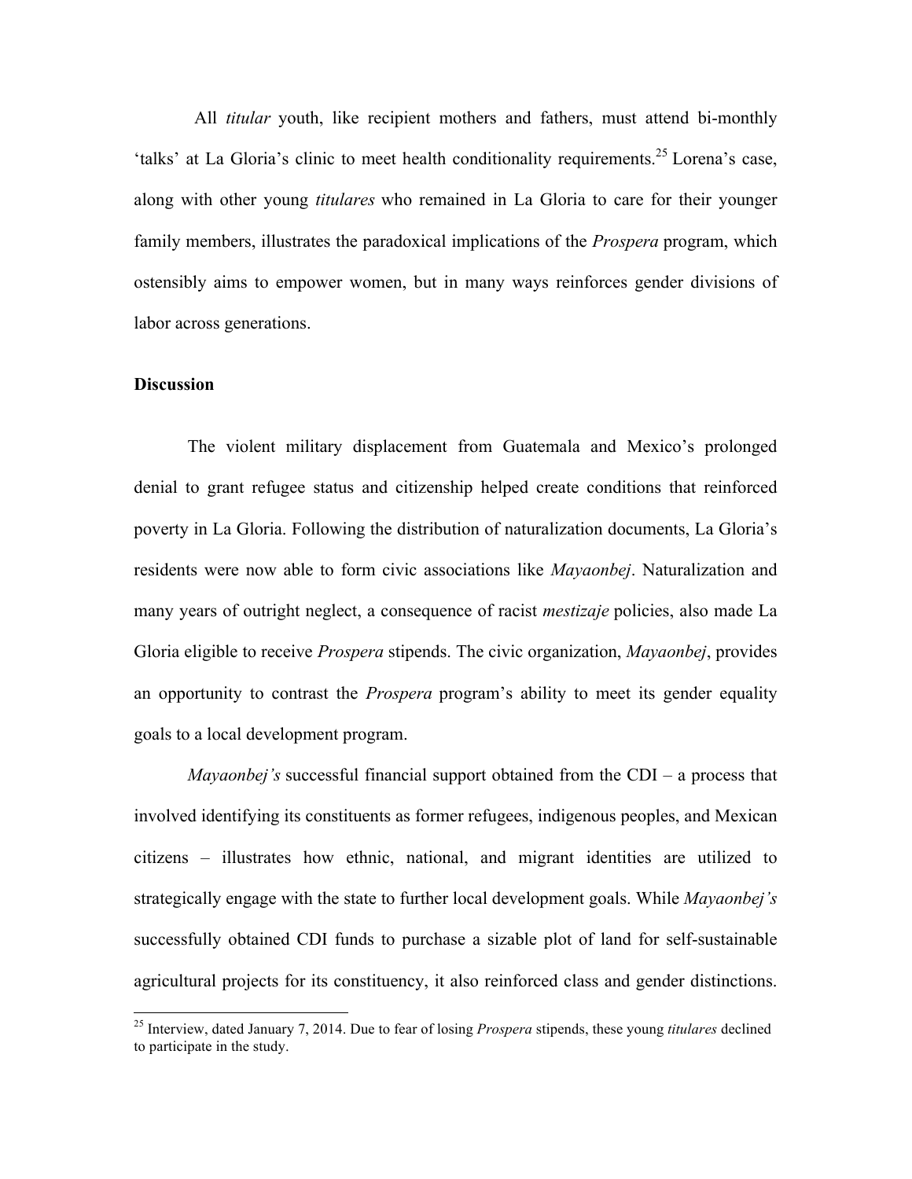All *titular* youth, like recipient mothers and fathers, must attend bi-monthly 'talks' at La Gloria's clinic to meet health conditionality requirements.[25] Lorena's case, along with other young *titulares* who remained in La Gloria to care for their younger family members, illustrates the paradoxical implications of the *Prospera* program, which ostensibly aims to empower women, but in many ways reinforces gender divisions of labor across generations.

**Discussion**

The violent military displacement from Guatemala and Mexico's prolonged denial to grant refugee status and citizenship helped create conditions that reinforced poverty in La Gloria. Following the distribution of naturalization documents, La Gloria's residents were now able to form civic associations like *Mayaonbej*. Naturalization and many years of outright neglect, a consequence of racist *mestizaje* policies, also made La Gloria eligible to receive *Prospera* stipends. The civic organization, *Mayaonbej*, provides an opportunity to contrast the *Prospera* program's ability to meet its gender equality goals to a local development program.

*Mayaonbej's* successful financial support obtained from the CDI – a process that involved identifying its constituents as former refugees, indigenous peoples, and Mexican citizens – illustrates how ethnic, national, and migrant identities are utilized to strategically engage with the state to further local development goals. While *Mayaonbej's* successfully obtained CDI funds to purchase a sizable plot of land for self-sustainable agricultural projects for its constituency, it also reinforced class and gender distinctions.

[25] Interview, dated January 7, 2014. Due to fear of losing *Prospera* stipends, these young *titulares* declined to participate in the study.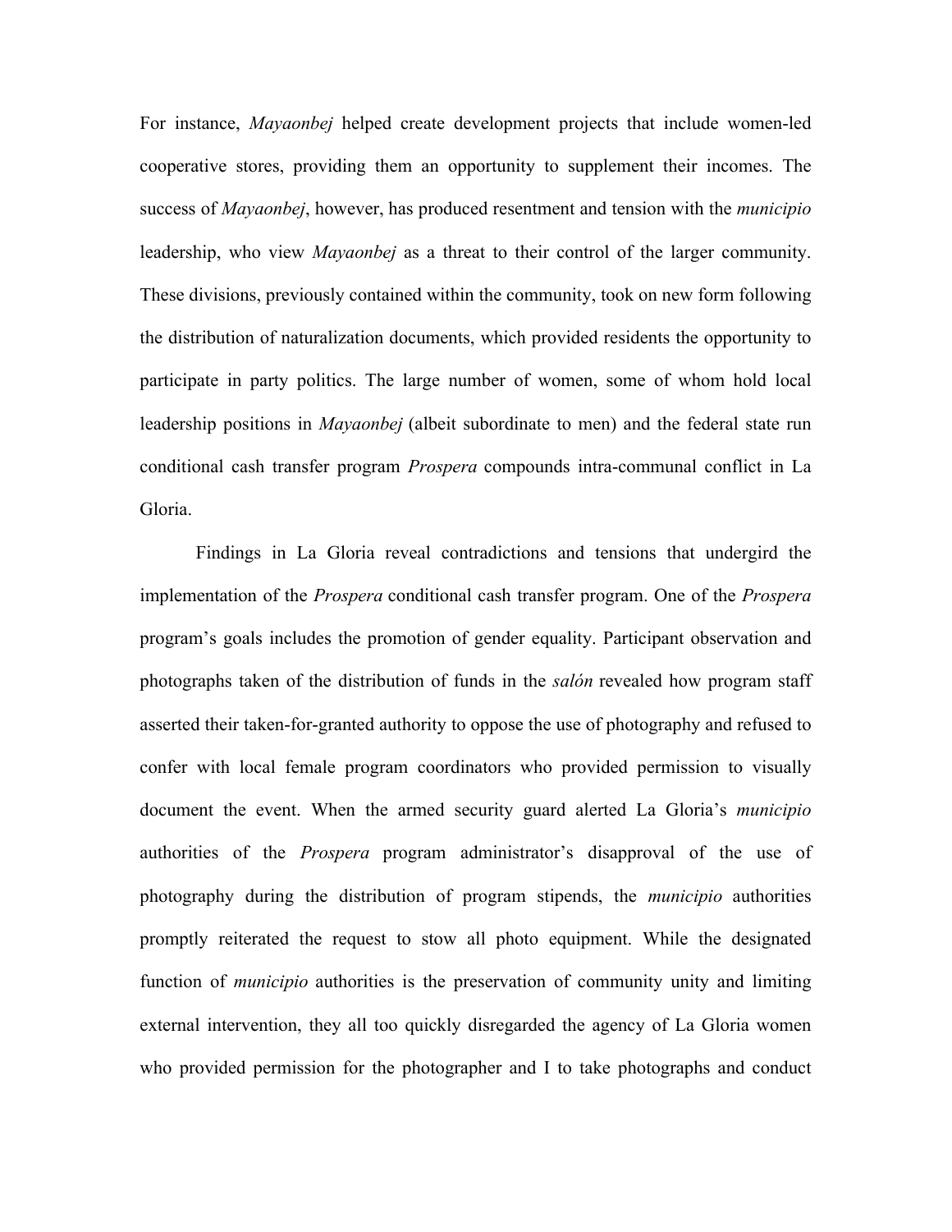For instance, *Mayaonbej* helped create development projects that include women-led cooperative stores, providing them an opportunity to supplement their incomes. The success of *Mayaonbej*, however, has produced resentment and tension with the *municipio* leadership, who view *Mayaonbej* as a threat to their control of the larger community. These divisions, previously contained within the community, took on new form following the distribution of naturalization documents, which provided residents the opportunity to participate in party politics. The large number of women, some of whom hold local leadership positions in *Mayaonbej* (albeit subordinate to men) and the federal state run conditional cash transfer program *Prospera* compounds intra-communal conflict in La Gloria.

Findings in La Gloria reveal contradictions and tensions that undergird the implementation of the *Prospera* conditional cash transfer program. One of the *Prospera* program's goals includes the promotion of gender equality. Participant observation and photographs taken of the distribution of funds in the *salón* revealed how program staff asserted their taken-for-granted authority to oppose the use of photography and refused to confer with local female program coordinators who provided permission to visually document the event. When the armed security guard alerted La Gloria's *municipio* authorities of the *Prospera* program administrator's disapproval of the use of photography during the distribution of program stipends, the *municipio* authorities promptly reiterated the request to stow all photo equipment. While the designated function of *municipio* authorities is the preservation of community unity and limiting external intervention, they all too quickly disregarded the agency of La Gloria women who provided permission for the photographer and I to take photographs and conduct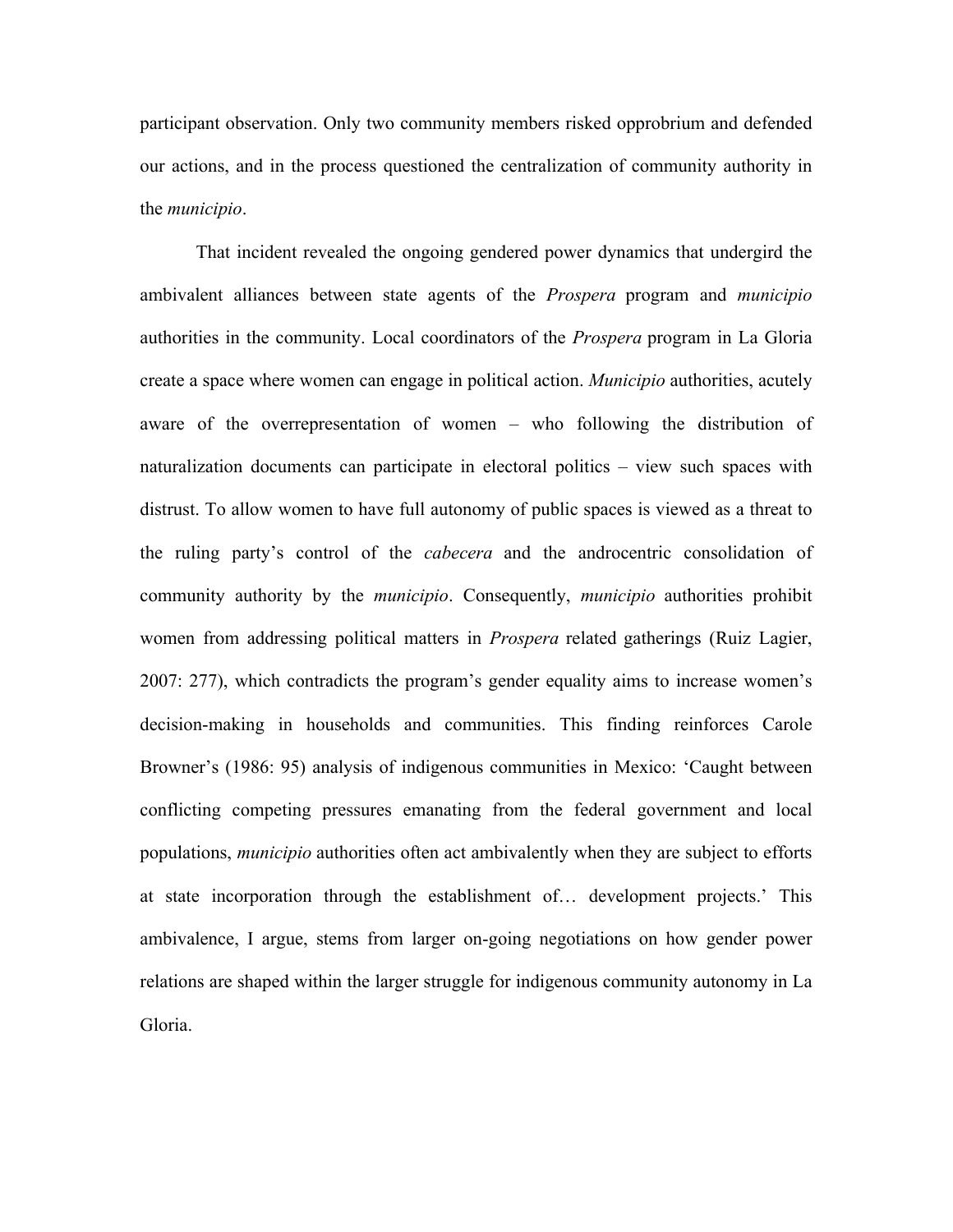participant observation. Only two community members risked opprobrium and defended our actions, and in the process questioned the centralization of community authority in the *municipio*.

That incident revealed the ongoing gendered power dynamics that undergird the ambivalent alliances between state agents of the *Prospera* program and *municipio* authorities in the community. Local coordinators of the *Prospera* program in La Gloria create a space where women can engage in political action. *Municipio* authorities, acutely aware of the overrepresentation of women – who following the distribution of naturalization documents can participate in electoral politics – view such spaces with distrust. To allow women to have full autonomy of public spaces is viewed as a threat to the ruling party's control of the *cabecera* and the androcentric consolidation of community authority by the *municipio*. Consequently, *municipio* authorities prohibit women from addressing political matters in *Prospera* related gatherings (Ruiz Lagier, 2007: 277), which contradicts the program's gender equality aims to increase women's decision-making in households and communities. This finding reinforces Carole Browner's (1986: 95) analysis of indigenous communities in Mexico: 'Caught between conflicting competing pressures emanating from the federal government and local populations, *municipio* authorities often act ambivalently when they are subject to efforts at state incorporation through the establishment of… development projects.' This ambivalence, I argue, stems from larger on-going negotiations on how gender power relations are shaped within the larger struggle for indigenous community autonomy in La Gloria.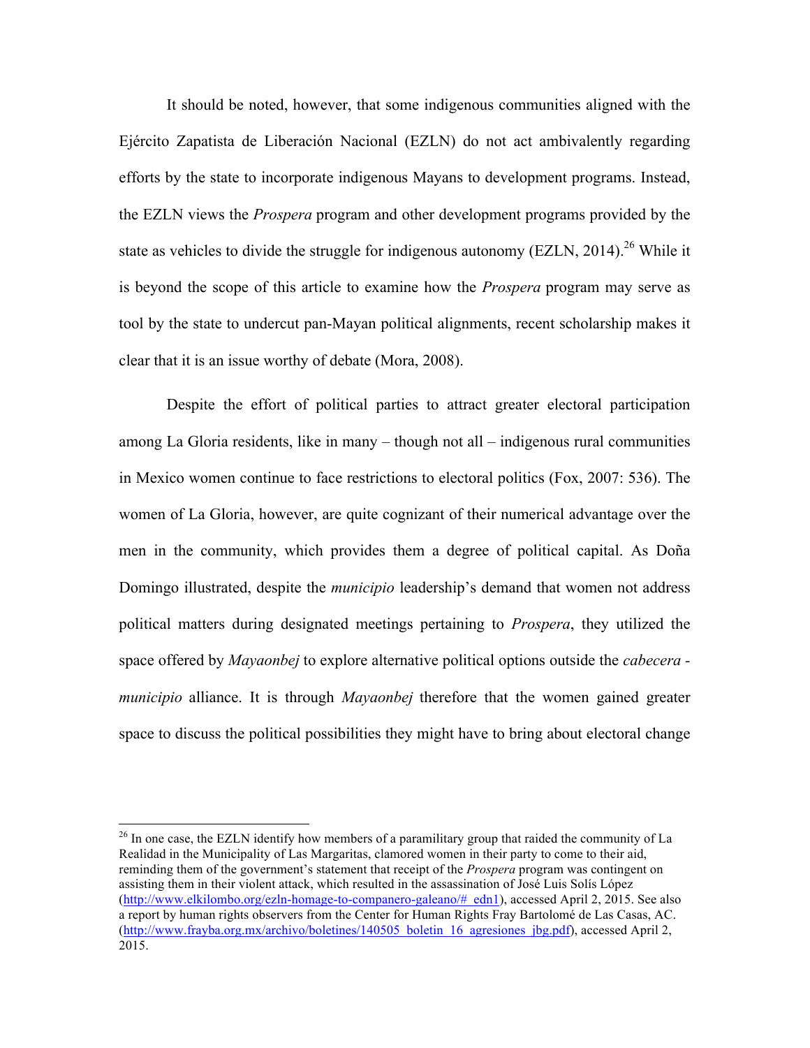It should be noted, however, that some indigenous communities aligned with the Ejército Zapatista de Liberación Nacional (EZLN) do not act ambivalently regarding efforts by the state to incorporate indigenous Mayans to development programs. Instead, the EZLN views the *Prospera* program and other development programs provided by the state as vehicles to divide the struggle for indigenous autonomy (EZLN, 2014).[26] While it is beyond the scope of this article to examine how the *Prospera* program may serve as tool by the state to undercut pan-Mayan political alignments, recent scholarship makes it clear that it is an issue worthy of debate (Mora, 2008).

Despite the effort of political parties to attract greater electoral participation among La Gloria residents, like in many – though not all – indigenous rural communities in Mexico women continue to face restrictions to electoral politics (Fox, 2007: 536). The women of La Gloria, however, are quite cognizant of their numerical advantage over the men in the community, which provides them a degree of political capital. As Doña Domingo illustrated, despite the *municipio* leadership's demand that women not address political matters during designated meetings pertaining to *Prospera*, they utilized the space offered by *Mayaonbej* to explore alternative political options outside the *cabecera - municipio* alliance. It is through *Mayaonbej* therefore that the women gained greater space to discuss the political possibilities they might have to bring about electoral change

---

[26] In one case, the EZLN identify how members of a paramilitary group that raided the community of La Realidad in the Municipality of Las Margaritas, clamored women in their party to come to their aid, reminding them of the government's statement that receipt of the *Prospera* program was contingent on assisting them in their violent attack, which resulted in the assassination of José Luis Solís López (http://www.elkilombo.org/ezln-homage-to-companero-galeano/#_edn1), accessed April 2, 2015. See also a report by human rights observers from the Center for Human Rights Fray Bartolomé de Las Casas, AC. (http://www.frayba.org.mx/archivo/boletines/140505_boletin_16_agresiones_jbg.pdf), accessed April 2, 2015.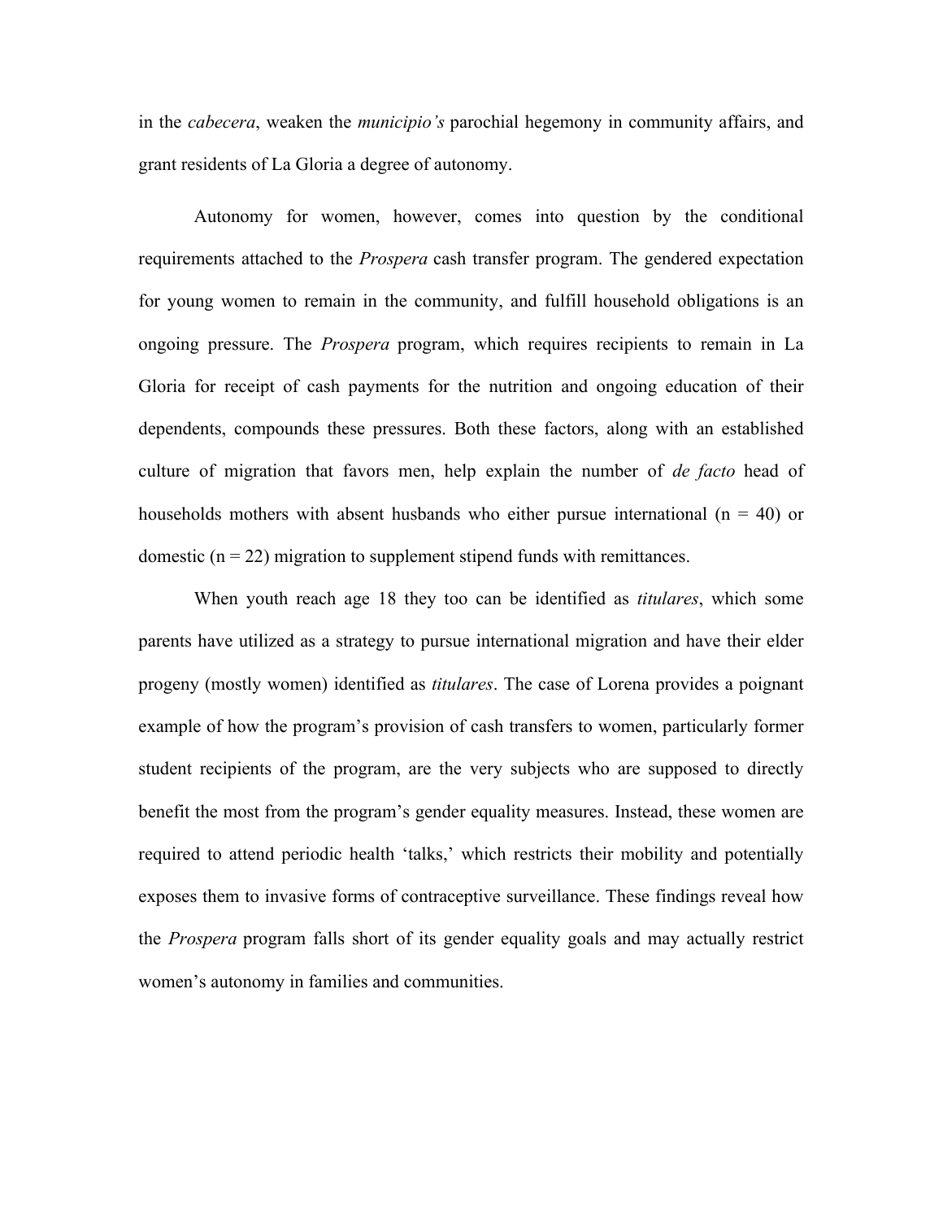in the *cabecera*, weaken the *municipio's* parochial hegemony in community affairs, and grant residents of La Gloria a degree of autonomy.

Autonomy for women, however, comes into question by the conditional requirements attached to the *Prospera* cash transfer program. The gendered expectation for young women to remain in the community, and fulfill household obligations is an ongoing pressure. The *Prospera* program, which requires recipients to remain in La Gloria for receipt of cash payments for the nutrition and ongoing education of their dependents, compounds these pressures. Both these factors, along with an established culture of migration that favors men, help explain the number of *de facto* head of households mothers with absent husbands who either pursue international (n = 40) or domestic (n = 22) migration to supplement stipend funds with remittances.

When youth reach age 18 they too can be identified as *titulares*, which some parents have utilized as a strategy to pursue international migration and have their elder progeny (mostly women) identified as *titulares*. The case of Lorena provides a poignant example of how the program's provision of cash transfers to women, particularly former student recipients of the program, are the very subjects who are supposed to directly benefit the most from the program's gender equality measures. Instead, these women are required to attend periodic health 'talks,' which restricts their mobility and potentially exposes them to invasive forms of contraceptive surveillance. These findings reveal how the *Prospera* program falls short of its gender equality goals and may actually restrict women's autonomy in families and communities.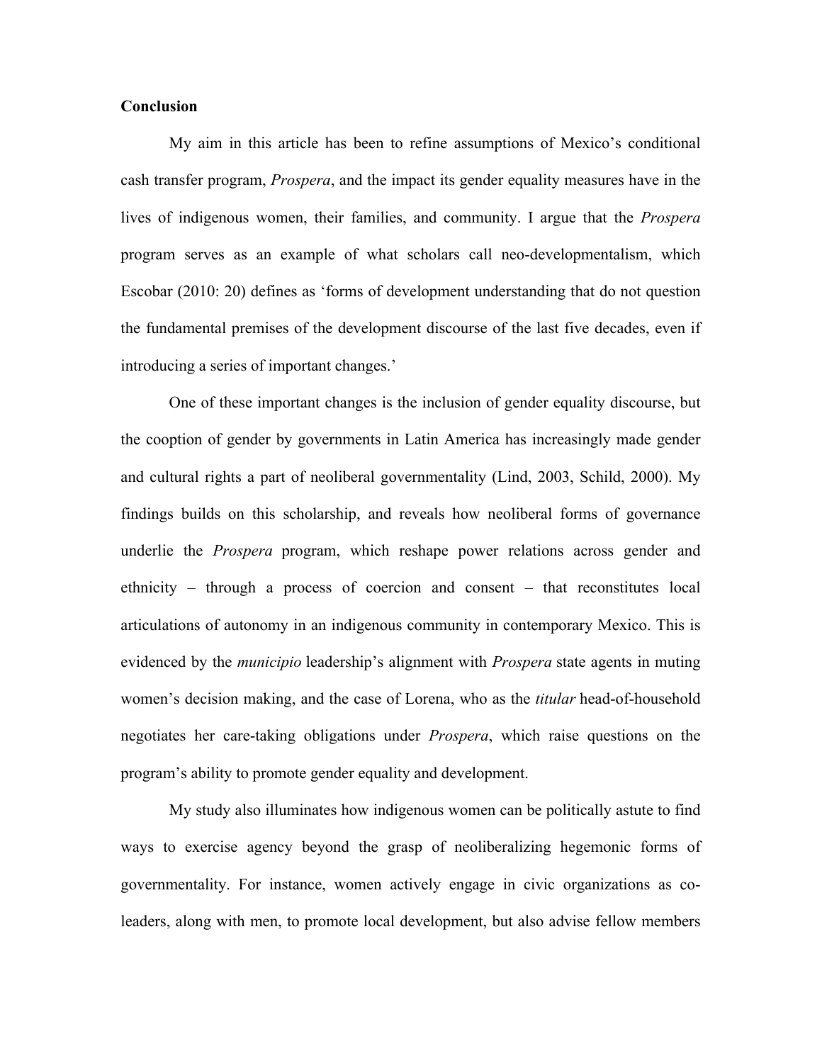**Conclusion**

My aim in this article has been to refine assumptions of Mexico's conditional cash transfer program, *Prospera*, and the impact its gender equality measures have in the lives of indigenous women, their families, and community. I argue that the *Prospera* program serves as an example of what scholars call neo-developmentalism, which Escobar (2010: 20) defines as 'forms of development understanding that do not question the fundamental premises of the development discourse of the last five decades, even if introducing a series of important changes.'

One of these important changes is the inclusion of gender equality discourse, but the cooption of gender by governments in Latin America has increasingly made gender and cultural rights a part of neoliberal governmentality (Lind, 2003, Schild, 2000). My findings builds on this scholarship, and reveals how neoliberal forms of governance underlie the *Prospera* program, which reshape power relations across gender and ethnicity – through a process of coercion and consent – that reconstitutes local articulations of autonomy in an indigenous community in contemporary Mexico. This is evidenced by the *municipio* leadership's alignment with *Prospera* state agents in muting women's decision making, and the case of Lorena, who as the *titular* head-of-household negotiates her care-taking obligations under *Prospera*, which raise questions on the program's ability to promote gender equality and development.

My study also illuminates how indigenous women can be politically astute to find ways to exercise agency beyond the grasp of neoliberalizing hegemonic forms of governmentality. For instance, women actively engage in civic organizations as co-leaders, along with men, to promote local development, but also advise fellow members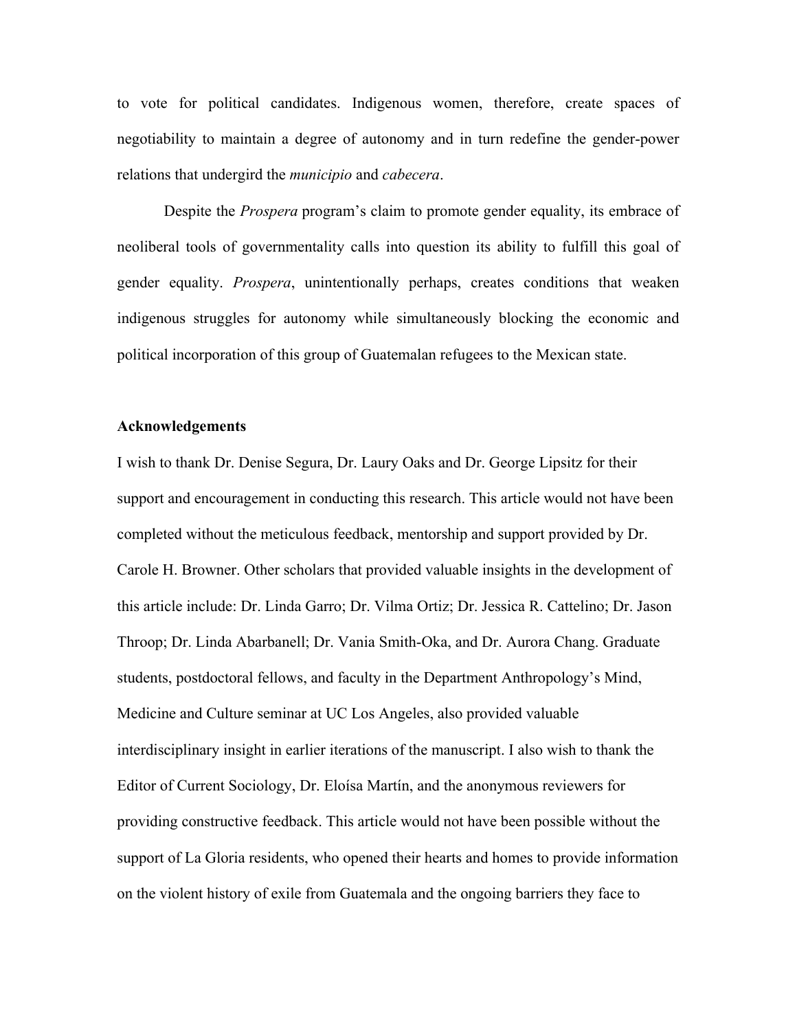to vote for political candidates. Indigenous women, therefore, create spaces of negotiability to maintain a degree of autonomy and in turn redefine the gender-power relations that undergird the *municipio* and *cabecera*.

Despite the *Prospera* program's claim to promote gender equality, its embrace of neoliberal tools of governmentality calls into question its ability to fulfill this goal of gender equality. *Prospera*, unintentionally perhaps, creates conditions that weaken indigenous struggles for autonomy while simultaneously blocking the economic and political incorporation of this group of Guatemalan refugees to the Mexican state.

**Acknowledgements**

I wish to thank Dr. Denise Segura, Dr. Laury Oaks and Dr. George Lipsitz for their support and encouragement in conducting this research. This article would not have been completed without the meticulous feedback, mentorship and support provided by Dr. Carole H. Browner. Other scholars that provided valuable insights in the development of this article include: Dr. Linda Garro; Dr. Vilma Ortiz; Dr. Jessica R. Cattelino; Dr. Jason Throop; Dr. Linda Abarbanell; Dr. Vania Smith-Oka, and Dr. Aurora Chang. Graduate students, postdoctoral fellows, and faculty in the Department Anthropology's Mind, Medicine and Culture seminar at UC Los Angeles, also provided valuable interdisciplinary insight in earlier iterations of the manuscript. I also wish to thank the Editor of Current Sociology, Dr. Eloísa Martín, and the anonymous reviewers for providing constructive feedback. This article would not have been possible without the support of La Gloria residents, who opened their hearts and homes to provide information on the violent history of exile from Guatemala and the ongoing barriers they face to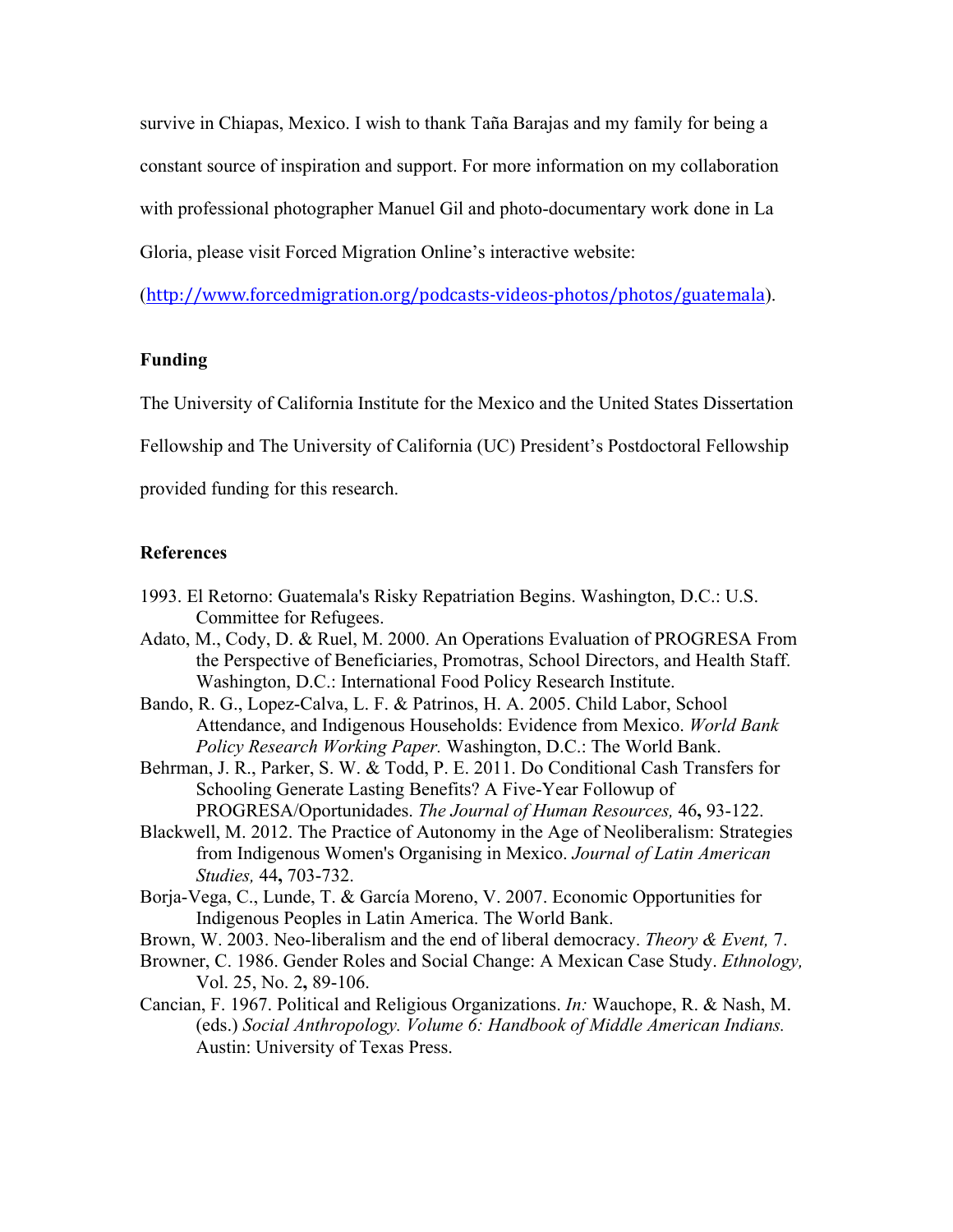survive in Chiapas, Mexico. I wish to thank Taña Barajas and my family for being a constant source of inspiration and support. For more information on my collaboration with professional photographer Manuel Gil and photo-documentary work done in La Gloria, please visit Forced Migration Online's interactive website: (http://www.forcedmigration.org/podcasts-videos-photos/photos/guatemala).

**Funding**

The University of California Institute for the Mexico and the United States Dissertation Fellowship and The University of California (UC) President's Postdoctoral Fellowship provided funding for this research.

**References**

1993. El Retorno: Guatemala's Risky Repatriation Begins. Washington, D.C.: U.S. Committee for Refugees.

Adato, M., Cody, D. & Ruel, M. 2000. An Operations Evaluation of PROGRESA From the Perspective of Beneficiaries, Promotras, School Directors, and Health Staff. Washington, D.C.: International Food Policy Research Institute.

Bando, R. G., Lopez-Calva, L. F. & Patrinos, H. A. 2005. Child Labor, School Attendance, and Indigenous Households: Evidence from Mexico. *World Bank Policy Research Working Paper.* Washington, D.C.: The World Bank.

Behrman, J. R., Parker, S. W. & Todd, P. E. 2011. Do Conditional Cash Transfers for Schooling Generate Lasting Benefits? A Five-Year Followup of PROGRESA/Oportunidades. *The Journal of Human Resources,* 46**,** 93-122.

Blackwell, M. 2012. The Practice of Autonomy in the Age of Neoliberalism: Strategies from Indigenous Women's Organising in Mexico. *Journal of Latin American Studies,* 44**,** 703-732.

Borja-Vega, C., Lunde, T. & García Moreno, V. 2007. Economic Opportunities for Indigenous Peoples in Latin America. The World Bank.

Brown, W. 2003. Neo-liberalism and the end of liberal democracy. *Theory & Event,* 7.

Browner, C. 1986. Gender Roles and Social Change: A Mexican Case Study. *Ethnology,* Vol. 25, No. 2**,** 89-106.

Cancian, F. 1967. Political and Religious Organizations. *In:* Wauchope, R. & Nash, M. (eds.) *Social Anthropology. Volume 6: Handbook of Middle American Indians.* Austin: University of Texas Press.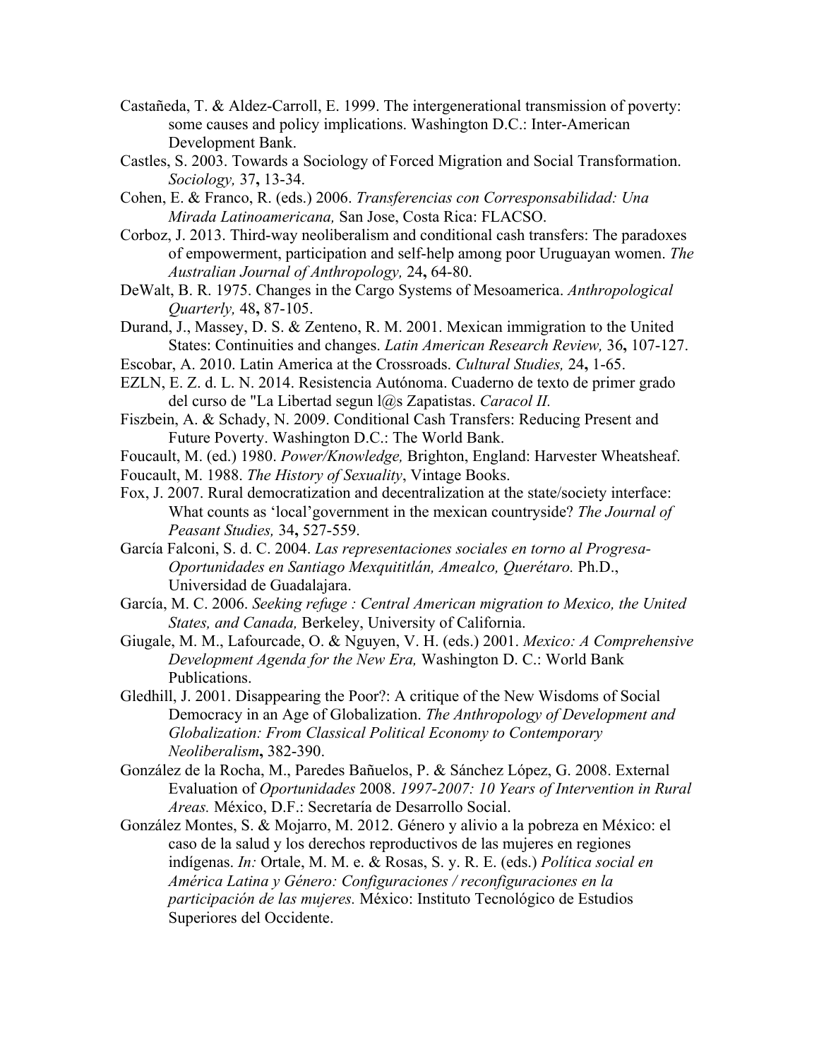Castañeda, T. & Aldez-Carroll, E. 1999. The intergenerational transmission of poverty: some causes and policy implications. Washington D.C.: Inter-American Development Bank.

Castles, S. 2003. Towards a Sociology of Forced Migration and Social Transformation. *Sociology,* 37**,** 13-34.

Cohen, E. & Franco, R. (eds.) 2006. *Transferencias con Corresponsabilidad: Una Mirada Latinoamericana,* San Jose, Costa Rica: FLACSO.

Corboz, J. 2013. Third-way neoliberalism and conditional cash transfers: The paradoxes of empowerment, participation and self-help among poor Uruguayan women. *The Australian Journal of Anthropology,* 24**,** 64-80.

DeWalt, B. R. 1975. Changes in the Cargo Systems of Mesoamerica. *Anthropological Quarterly,* 48**,** 87-105.

Durand, J., Massey, D. S. & Zenteno, R. M. 2001. Mexican immigration to the United States: Continuities and changes. *Latin American Research Review,* 36**,** 107-127.

Escobar, A. 2010. Latin America at the Crossroads. *Cultural Studies,* 24**,** 1-65.

EZLN, E. Z. d. L. N. 2014. Resistencia Autónoma. Cuaderno de texto de primer grado del curso de "La Libertad segun l@s Zapatistas. *Caracol II.*

Fiszbein, A. & Schady, N. 2009. Conditional Cash Transfers: Reducing Present and Future Poverty. Washington D.C.: The World Bank.

Foucault, M. (ed.) 1980. *Power/Knowledge,* Brighton, England: Harvester Wheatsheaf.

Foucault, M. 1988. *The History of Sexuality*, Vintage Books.

Fox, J. 2007. Rural democratization and decentralization at the state/society interface: What counts as 'local'government in the mexican countryside? *The Journal of Peasant Studies,* 34**,** 527-559.

García Falconi, S. d. C. 2004. *Las representaciones sociales en torno al Progresa-Oportunidades en Santiago Mexquititlán, Amealco, Querétaro.* Ph.D., Universidad de Guadalajara.

García, M. C. 2006. *Seeking refuge : Central American migration to Mexico, the United States, and Canada,* Berkeley, University of California.

Giugale, M. M., Lafourcade, O. & Nguyen, V. H. (eds.) 2001. *Mexico: A Comprehensive Development Agenda for the New Era,* Washington D. C.: World Bank Publications.

Gledhill, J. 2001. Disappearing the Poor?: A critique of the New Wisdoms of Social Democracy in an Age of Globalization. *The Anthropology of Development and Globalization: From Classical Political Economy to Contemporary Neoliberalism***,** 382-390.

González de la Rocha, M., Paredes Bañuelos, P. & Sánchez López, G. 2008. External Evaluation of *Oportunidades* 2008. *1997-2007: 10 Years of Intervention in Rural Areas.* México, D.F.: Secretaría de Desarrollo Social.

González Montes, S. & Mojarro, M. 2012. Género y alivio a la pobreza en México: el caso de la salud y los derechos reproductivos de las mujeres en regiones indígenas. *In:* Ortale, M. M. e. & Rosas, S. y. R. E. (eds.) *Política social en América Latina y Género: Configuraciones / reconfiguraciones en la participación de las mujeres.* México: Instituto Tecnológico de Estudios Superiores del Occidente.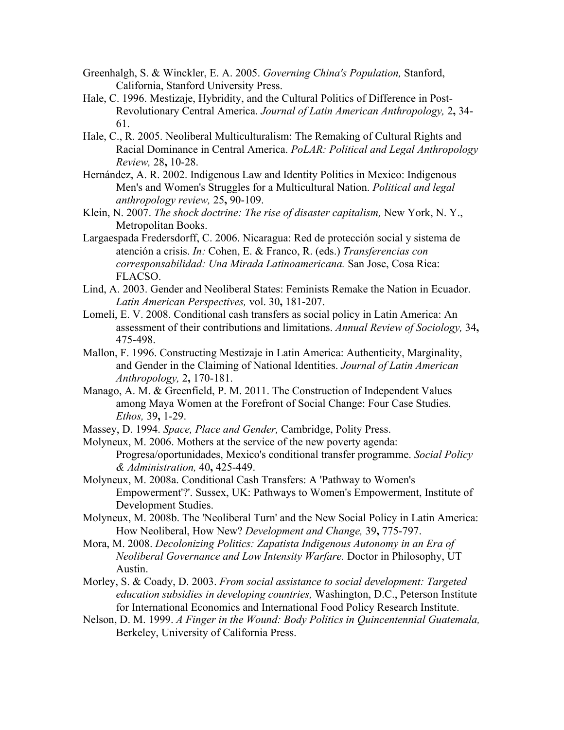Greenhalgh, S. & Winckler, E. A. 2005. *Governing China's Population,* Stanford, California, Stanford University Press.

Hale, C. 1996. Mestizaje, Hybridity, and the Cultural Politics of Difference in Post-Revolutionary Central America. *Journal of Latin American Anthropology,* 2**,** 34-61.

Hale, C., R. 2005. Neoliberal Multiculturalism: The Remaking of Cultural Rights and Racial Dominance in Central America. *PoLAR: Political and Legal Anthropology Review,* 28**,** 10-28.

Hernández, A. R. 2002. Indigenous Law and Identity Politics in Mexico: Indigenous Men's and Women's Struggles for a Multicultural Nation. *Political and legal anthropology review,* 25**,** 90-109.

Klein, N. 2007. *The shock doctrine: The rise of disaster capitalism,* New York, N. Y., Metropolitan Books.

Largaespada Fredersdorff, C. 2006. Nicaragua: Red de protección social y sistema de atención a crisis. *In:* Cohen, E. & Franco, R. (eds.) *Transferencias con corresponsabilidad: Una Mirada Latinoamericana.* San Jose, Cosa Rica: FLACSO.

Lind, A. 2003. Gender and Neoliberal States: Feminists Remake the Nation in Ecuador. *Latin American Perspectives,* vol. 30**,** 181-207.

Lomelí, E. V. 2008. Conditional cash transfers as social policy in Latin America: An assessment of their contributions and limitations. *Annual Review of Sociology,* 34**,** 475-498.

Mallon, F. 1996. Constructing Mestizaje in Latin America: Authenticity, Marginality, and Gender in the Claiming of National Identities. *Journal of Latin American Anthropology,* 2**,** 170-181.

Manago, A. M. & Greenfield, P. M. 2011. The Construction of Independent Values among Maya Women at the Forefront of Social Change: Four Case Studies. *Ethos,* 39**,** 1-29.

Massey, D. 1994. *Space, Place and Gender,* Cambridge, Polity Press.

Molyneux, M. 2006. Mothers at the service of the new poverty agenda: Progresa/oportunidades, Mexico's conditional transfer programme. *Social Policy & Administration,* 40**,** 425-449.

Molyneux, M. 2008a. Conditional Cash Transfers: A 'Pathway to Women's Empowerment'?'. Sussex, UK: Pathways to Women's Empowerment, Institute of Development Studies.

Molyneux, M. 2008b. The 'Neoliberal Turn' and the New Social Policy in Latin America: How Neoliberal, How New? *Development and Change,* 39**,** 775-797.

Mora, M. 2008. *Decolonizing Politics: Zapatista Indigenous Autonomy in an Era of Neoliberal Governance and Low Intensity Warfare.* Doctor in Philosophy, UT Austin.

Morley, S. & Coady, D. 2003. *From social assistance to social development: Targeted education subsidies in developing countries,* Washington, D.C., Peterson Institute for International Economics and International Food Policy Research Institute.

Nelson, D. M. 1999. *A Finger in the Wound: Body Politics in Quincentennial Guatemala,* Berkeley, University of California Press.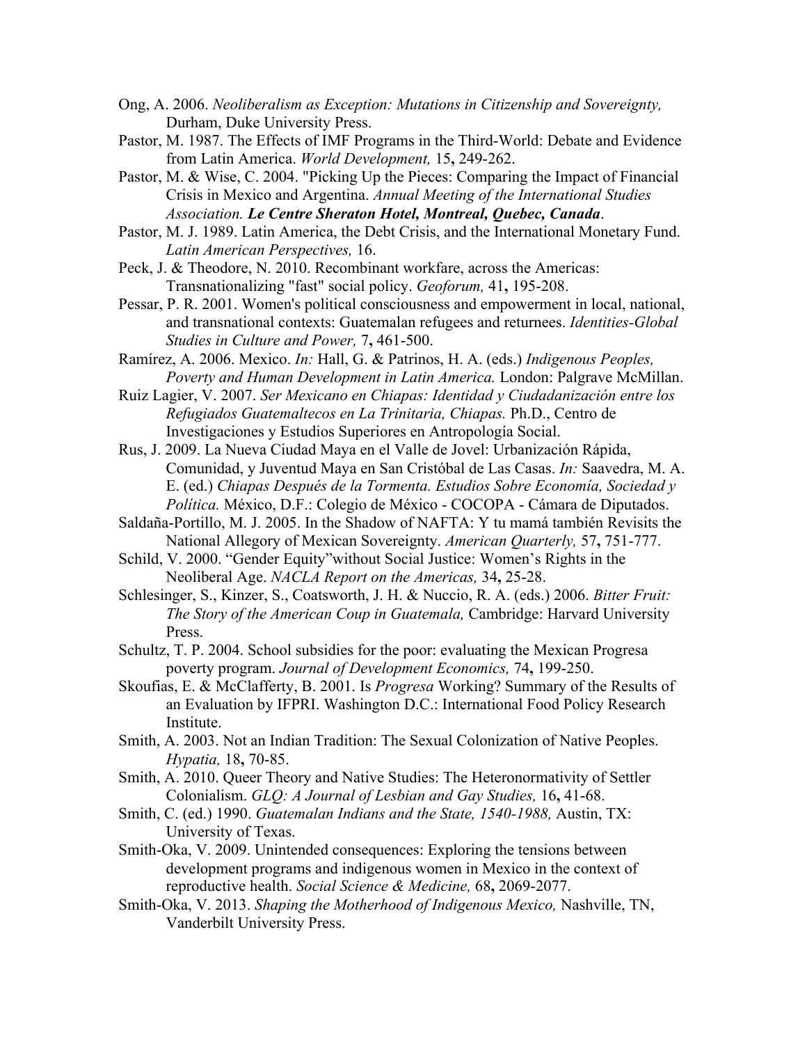Ong, A. 2006. *Neoliberalism as Exception: Mutations in Citizenship and Sovereignty,* Durham, Duke University Press.

Pastor, M. 1987. The Effects of IMF Programs in the Third-World: Debate and Evidence from Latin America. *World Development,* 15**,** 249-262.

Pastor, M. & Wise, C. 2004. "Picking Up the Pieces: Comparing the Impact of Financial Crisis in Mexico and Argentina. *Annual Meeting of the International Studies Association.* ***Le Centre Sheraton Hotel, Montreal, Quebec, Canada***.

Pastor, M. J. 1989. Latin America, the Debt Crisis, and the International Monetary Fund. *Latin American Perspectives,* 16.

Peck, J. & Theodore, N. 2010. Recombinant workfare, across the Americas: Transnationalizing "fast" social policy. *Geoforum,* 41**,** 195-208.

Pessar, P. R. 2001. Women's political consciousness and empowerment in local, national, and transnational contexts: Guatemalan refugees and returnees. *Identities-Global Studies in Culture and Power,* 7**,** 461-500.

Ramírez, A. 2006. Mexico. *In:* Hall, G. & Patrinos, H. A. (eds.) *Indigenous Peoples, Poverty and Human Development in Latin America.* London: Palgrave McMillan.

Ruiz Lagier, V. 2007. *Ser Mexicano en Chiapas: Identidad y Ciudadanización entre los Refugiados Guatemaltecos en La Trinitaria, Chiapas.* Ph.D., Centro de Investigaciones y Estudios Superiores en Antropología Social.

Rus, J. 2009. La Nueva Ciudad Maya en el Valle de Jovel: Urbanización Rápida, Comunidad, y Juventud Maya en San Cristóbal de Las Casas. *In:* Saavedra, M. A. E. (ed.) *Chiapas Después de la Tormenta. Estudios Sobre Economía, Sociedad y Política.* México, D.F.: Colegio de México - COCOPA - Cámara de Diputados.

Saldaña-Portillo, M. J. 2005. In the Shadow of NAFTA: Y tu mamá también Revisits the National Allegory of Mexican Sovereignty. *American Quarterly,* 57**,** 751-777.

Schild, V. 2000. "Gender Equity"without Social Justice: Women's Rights in the Neoliberal Age. *NACLA Report on the Americas,* 34**,** 25-28.

Schlesinger, S., Kinzer, S., Coatsworth, J. H. & Nuccio, R. A. (eds.) 2006. *Bitter Fruit: The Story of the American Coup in Guatemala,* Cambridge: Harvard University Press.

Schultz, T. P. 2004. School subsidies for the poor: evaluating the Mexican Progresa poverty program. *Journal of Development Economics,* 74**,** 199-250.

Skoufias, E. & McClafferty, B. 2001. Is *Progresa* Working? Summary of the Results of an Evaluation by IFPRI. Washington D.C.: International Food Policy Research Institute.

Smith, A. 2003. Not an Indian Tradition: The Sexual Colonization of Native Peoples. *Hypatia,* 18**,** 70-85.

Smith, A. 2010. Queer Theory and Native Studies: The Heteronormativity of Settler Colonialism. *GLQ: A Journal of Lesbian and Gay Studies,* 16**,** 41-68.

Smith, C. (ed.) 1990. *Guatemalan Indians and the State, 1540-1988,* Austin, TX: University of Texas.

Smith-Oka, V. 2009. Unintended consequences: Exploring the tensions between development programs and indigenous women in Mexico in the context of reproductive health. *Social Science & Medicine,* 68**,** 2069-2077.

Smith-Oka, V. 2013. *Shaping the Motherhood of Indigenous Mexico,* Nashville, TN, Vanderbilt University Press.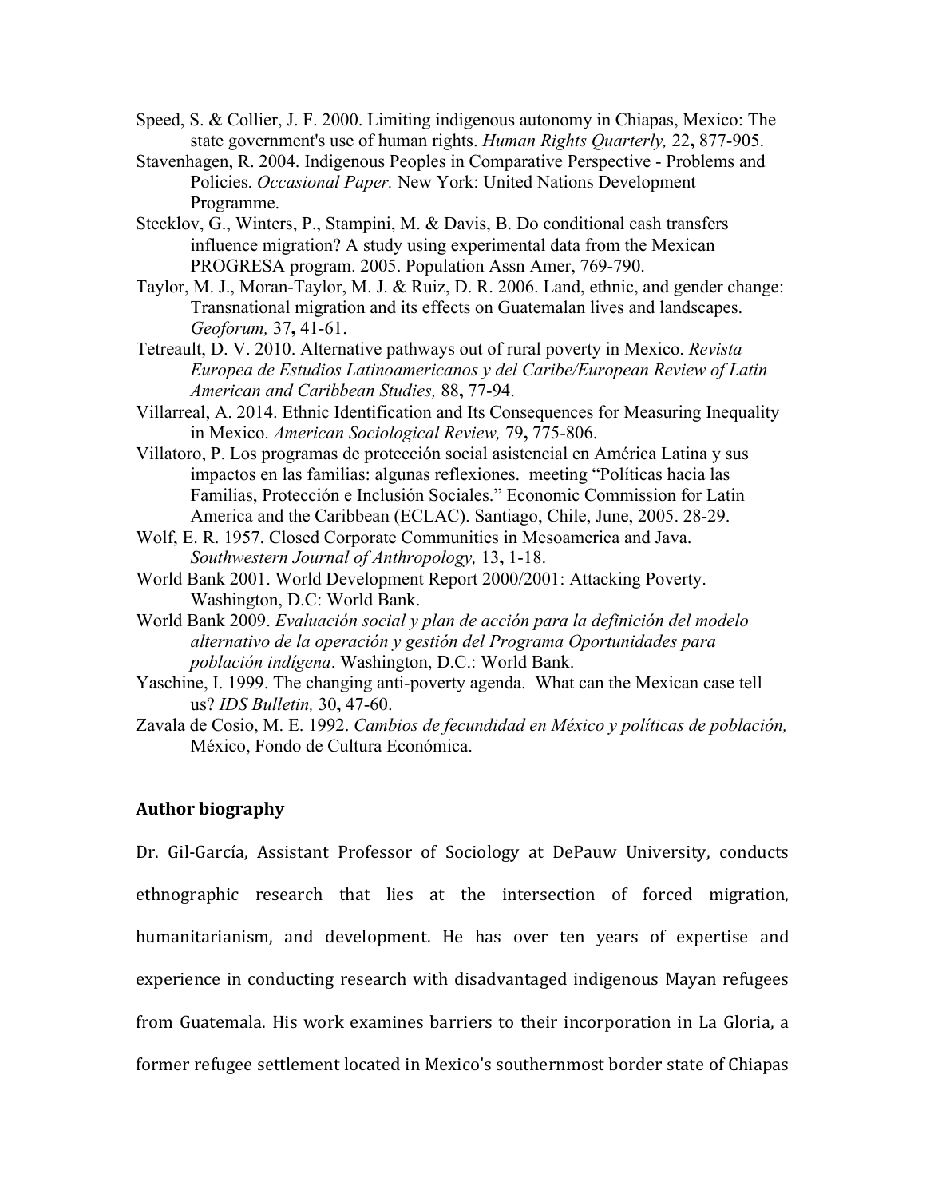Speed, S. & Collier, J. F. 2000. Limiting indigenous autonomy in Chiapas, Mexico: The state government's use of human rights. *Human Rights Quarterly,* 22**,** 877-905.

Stavenhagen, R. 2004. Indigenous Peoples in Comparative Perspective - Problems and Policies. *Occasional Paper.* New York: United Nations Development Programme.

Stecklov, G., Winters, P., Stampini, M. & Davis, B. Do conditional cash transfers influence migration? A study using experimental data from the Mexican PROGRESA program. 2005. Population Assn Amer, 769-790.

Taylor, M. J., Moran-Taylor, M. J. & Ruiz, D. R. 2006. Land, ethnic, and gender change: Transnational migration and its effects on Guatemalan lives and landscapes. *Geoforum,* 37**,** 41-61.

Tetreault, D. V. 2010. Alternative pathways out of rural poverty in Mexico. *Revista Europea de Estudios Latinoamericanos y del Caribe/European Review of Latin American and Caribbean Studies,* 88**,** 77-94.

Villarreal, A. 2014. Ethnic Identification and Its Consequences for Measuring Inequality in Mexico. *American Sociological Review,* 79**,** 775-806.

Villatoro, P. Los programas de protección social asistencial en América Latina y sus impactos en las familias: algunas reflexiones. meeting "Políticas hacia las Familias, Protección e Inclusión Sociales." Economic Commission for Latin America and the Caribbean (ECLAC). Santiago, Chile, June, 2005. 28-29.

Wolf, E. R. 1957. Closed Corporate Communities in Mesoamerica and Java. *Southwestern Journal of Anthropology,* 13**,** 1-18.

World Bank 2001. World Development Report 2000/2001: Attacking Poverty. Washington, D.C: World Bank.

World Bank 2009. *Evaluación social y plan de acción para la definición del modelo alternativo de la operación y gestión del Programa Oportunidades para población indígena*. Washington, D.C.: World Bank.

Yaschine, I. 1999. The changing anti-poverty agenda. What can the Mexican case tell us? *IDS Bulletin,* 30**,** 47-60.

Zavala de Cosio, M. E. 1992. *Cambios de fecundidad en México y políticas de población,* México, Fondo de Cultura Económica.

## Author biography

Dr. Gil-García, Assistant Professor of Sociology at DePauw University, conducts ethnographic research that lies at the intersection of forced migration, humanitarianism, and development. He has over ten years of expertise and experience in conducting research with disadvantaged indigenous Mayan refugees from Guatemala. His work examines barriers to their incorporation in La Gloria, a former refugee settlement located in Mexico's southernmost border state of Chiapas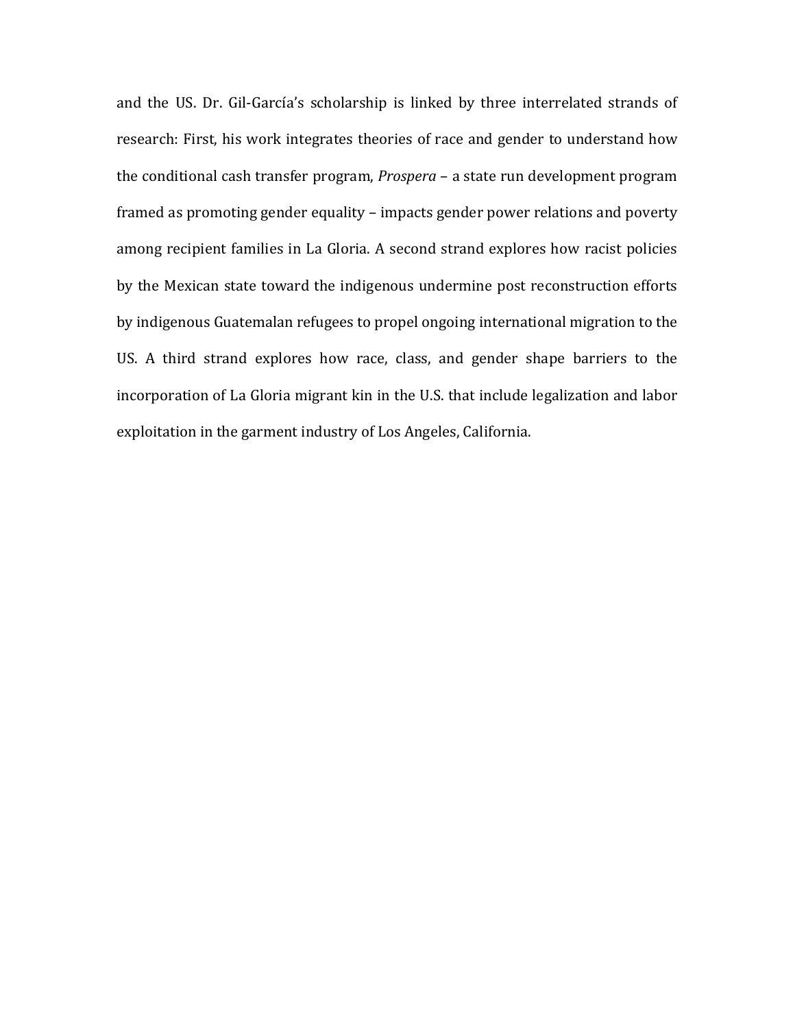and the US. Dr. Gil-García's scholarship is linked by three interrelated strands of research: First, his work integrates theories of race and gender to understand how the conditional cash transfer program, *Prospera* – a state run development program framed as promoting gender equality – impacts gender power relations and poverty among recipient families in La Gloria. A second strand explores how racist policies by the Mexican state toward the indigenous undermine post reconstruction efforts by indigenous Guatemalan refugees to propel ongoing international migration to the US. A third strand explores how race, class, and gender shape barriers to the incorporation of La Gloria migrant kin in the U.S. that include legalization and labor exploitation in the garment industry of Los Angeles, California.